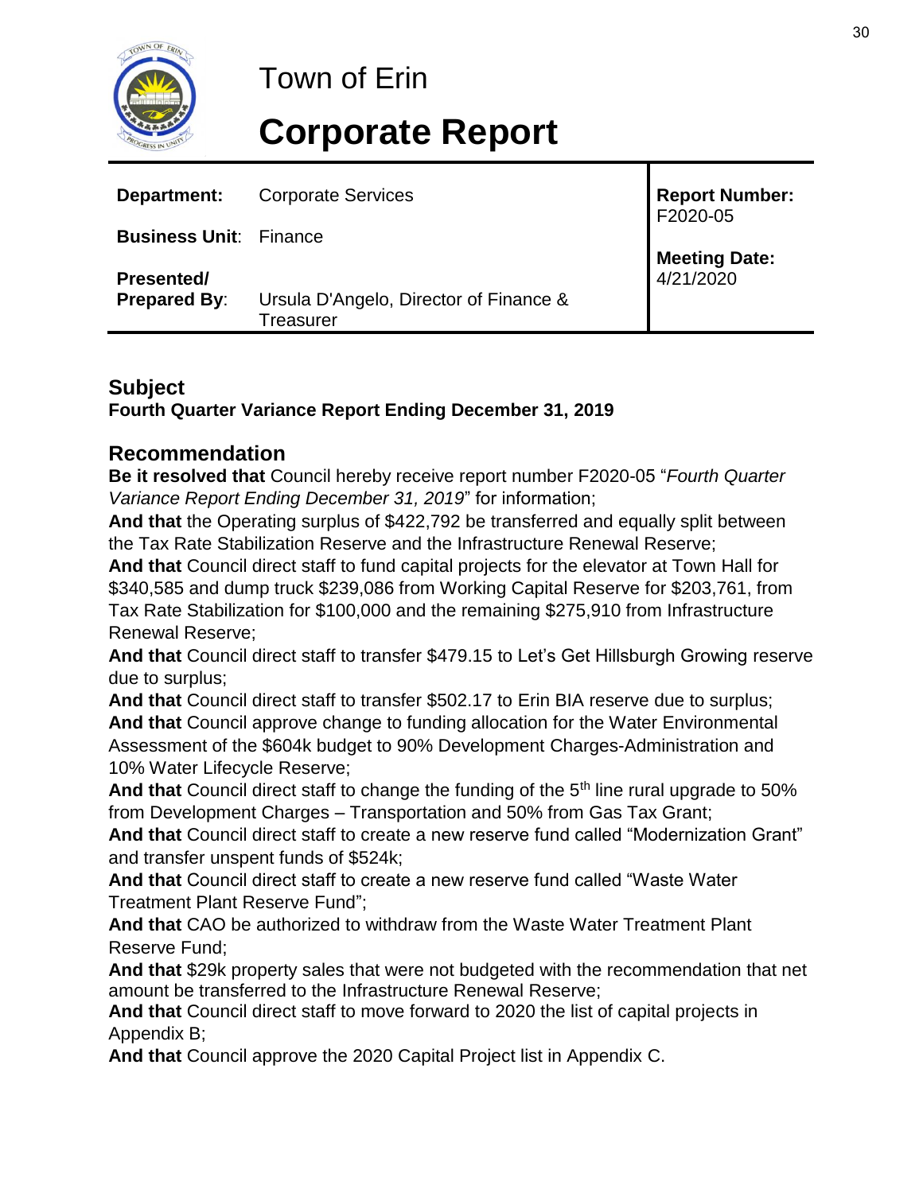# Town of Erin

# Corporate Report

| | | |
|---|---|---|
| **Department:** | Corporate Services | **Report Number:** F2020-05 |
| **Business Unit**: | Finance | **Meeting Date:** 4/21/2020 |
| **Presented/ Prepared By**: | Ursula D'Angelo, Director of Finance & Treasurer | |

## Subject

**Fourth Quarter Variance Report Ending December 31, 2019**

## Recommendation

**Be it resolved that** Council hereby receive report number F2020-05 "*Fourth Quarter Variance Report Ending December 31, 2019*" for information;

**And that** the Operating surplus of $422,792 be transferred and equally split between the Tax Rate Stabilization Reserve and the Infrastructure Renewal Reserve;

**And that** Council direct staff to fund capital projects for the elevator at Town Hall for $340,585 and dump truck $239,086 from Working Capital Reserve for $203,761, from Tax Rate Stabilization for $100,000 and the remaining $275,910 from Infrastructure Renewal Reserve;

**And that** Council direct staff to transfer $479.15 to Let's Get Hillsburgh Growing reserve due to surplus;

**And that** Council direct staff to transfer $502.17 to Erin BIA reserve due to surplus;

**And that** Council approve change to funding allocation for the Water Environmental Assessment of the $604k budget to 90% Development Charges-Administration and 10% Water Lifecycle Reserve;

**And that** Council direct staff to change the funding of the 5th line rural upgrade to 50% from Development Charges – Transportation and 50% from Gas Tax Grant;

**And that** Council direct staff to create a new reserve fund called "Modernization Grant" and transfer unspent funds of $524k;

**And that** Council direct staff to create a new reserve fund called "Waste Water Treatment Plant Reserve Fund";

**And that** CAO be authorized to withdraw from the Waste Water Treatment Plant Reserve Fund;

**And that** $29k property sales that were not budgeted with the recommendation that net amount be transferred to the Infrastructure Renewal Reserve;

**And that** Council direct staff to move forward to 2020 the list of capital projects in Appendix B;

**And that** Council approve the 2020 Capital Project list in Appendix C.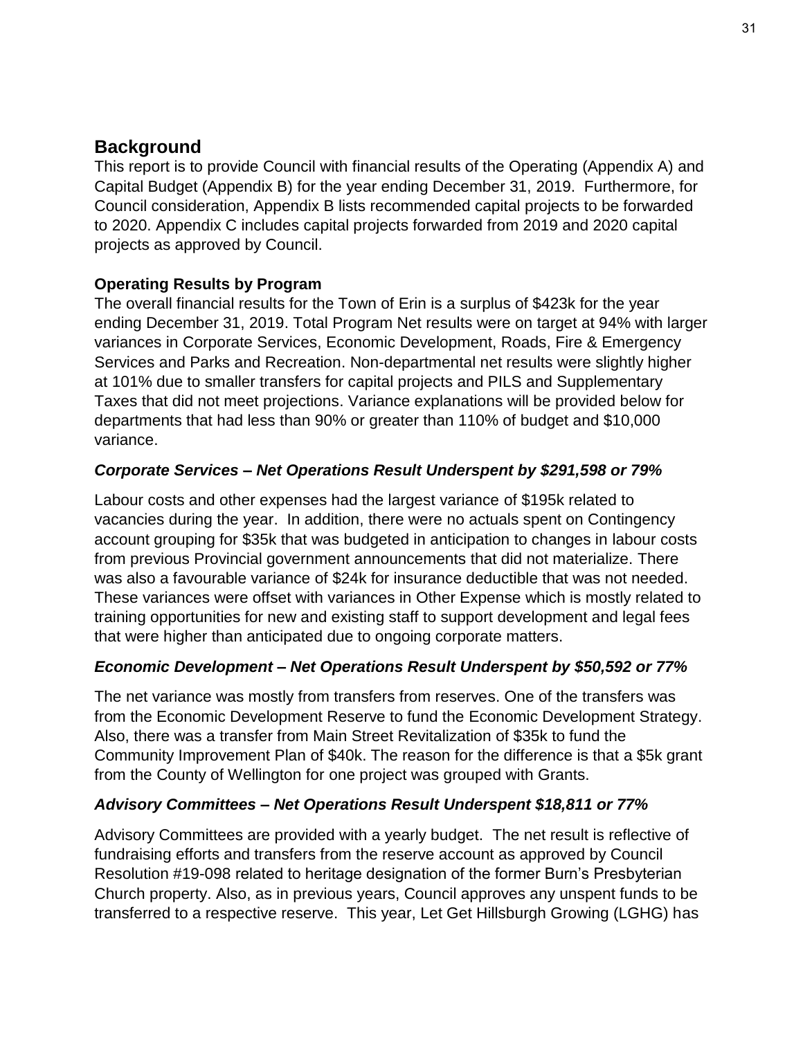## Background

This report is to provide Council with financial results of the Operating (Appendix A) and Capital Budget (Appendix B) for the year ending December 31, 2019. Furthermore, for Council consideration, Appendix B lists recommended capital projects to be forwarded to 2020. Appendix C includes capital projects forwarded from 2019 and 2020 capital projects as approved by Council.

### Operating Results by Program

The overall financial results for the Town of Erin is a surplus of $423k for the year ending December 31, 2019. Total Program Net results were on target at 94% with larger variances in Corporate Services, Economic Development, Roads, Fire & Emergency Services and Parks and Recreation. Non-departmental net results were slightly higher at 101% due to smaller transfers for capital projects and PILS and Supplementary Taxes that did not meet projections. Variance explanations will be provided below for departments that had less than 90% or greater than 110% of budget and $10,000 variance.

#### *Corporate Services – Net Operations Result Underspent by $291,598 or 79%*

Labour costs and other expenses had the largest variance of $195k related to vacancies during the year. In addition, there were no actuals spent on Contingency account grouping for $35k that was budgeted in anticipation to changes in labour costs from previous Provincial government announcements that did not materialize. There was also a favourable variance of $24k for insurance deductible that was not needed. These variances were offset with variances in Other Expense which is mostly related to training opportunities for new and existing staff to support development and legal fees that were higher than anticipated due to ongoing corporate matters.

#### *Economic Development – Net Operations Result Underspent by $50,592 or 77%*

The net variance was mostly from transfers from reserves. One of the transfers was from the Economic Development Reserve to fund the Economic Development Strategy. Also, there was a transfer from Main Street Revitalization of $35k to fund the Community Improvement Plan of $40k. The reason for the difference is that a $5k grant from the County of Wellington for one project was grouped with Grants.

#### *Advisory Committees – Net Operations Result Underspent $18,811 or 77%*

Advisory Committees are provided with a yearly budget. The net result is reflective of fundraising efforts and transfers from the reserve account as approved by Council Resolution #19-098 related to heritage designation of the former Burn's Presbyterian Church property. Also, as in previous years, Council approves any unspent funds to be transferred to a respective reserve. This year, Let Get Hillsburgh Growing (LGHG) has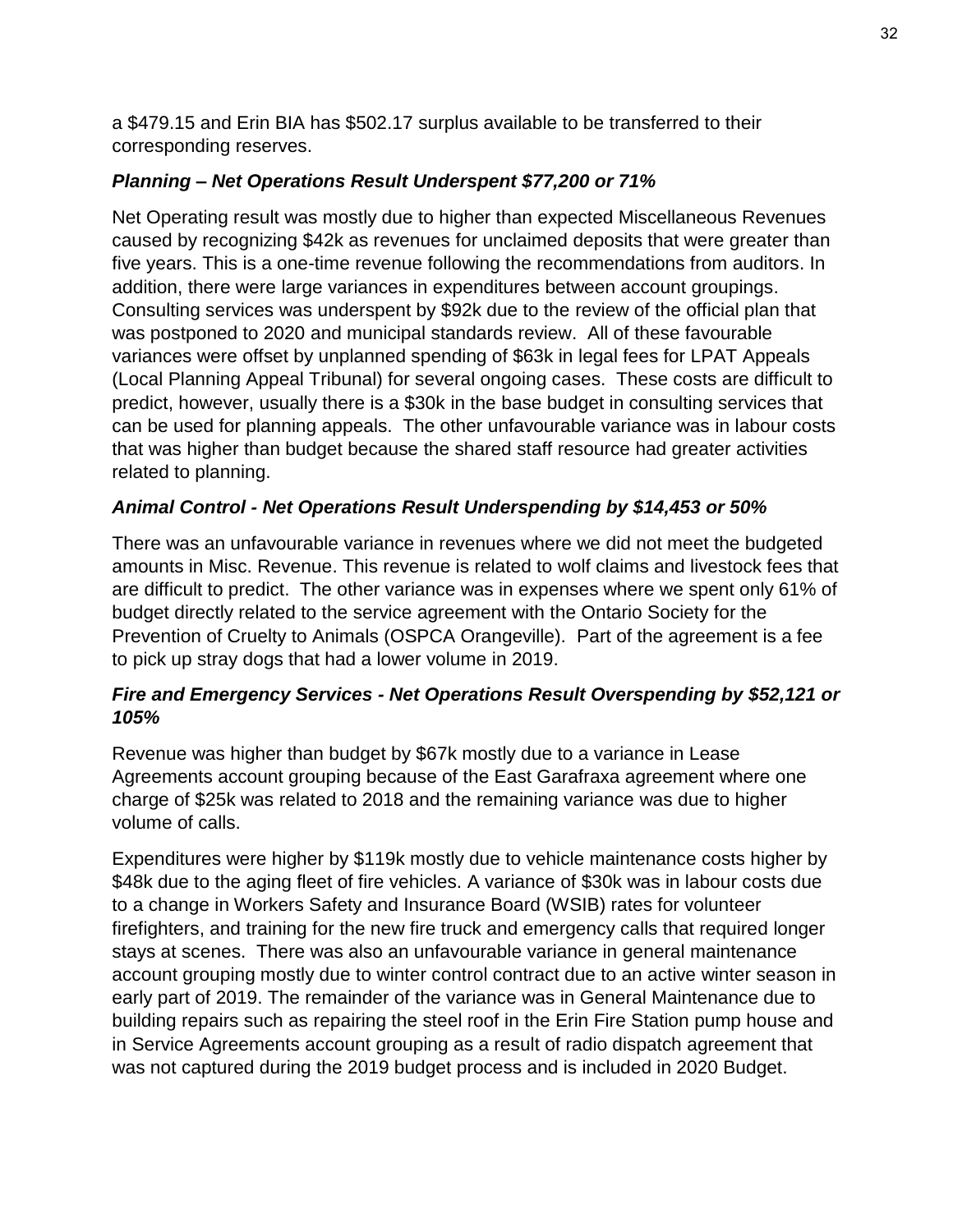a $479.15 and Erin BIA has $502.17 surplus available to be transferred to their corresponding reserves.

### *Planning – Net Operations Result Underspent $77,200 or 71%*

Net Operating result was mostly due to higher than expected Miscellaneous Revenues caused by recognizing $42k as revenues for unclaimed deposits that were greater than five years. This is a one-time revenue following the recommendations from auditors. In addition, there were large variances in expenditures between account groupings. Consulting services was underspent by $92k due to the review of the official plan that was postponed to 2020 and municipal standards review. All of these favourable variances were offset by unplanned spending of $63k in legal fees for LPAT Appeals (Local Planning Appeal Tribunal) for several ongoing cases. These costs are difficult to predict, however, usually there is a $30k in the base budget in consulting services that can be used for planning appeals. The other unfavourable variance was in labour costs that was higher than budget because the shared staff resource had greater activities related to planning.

### *Animal Control - Net Operations Result Underspending by $14,453 or 50%*

There was an unfavourable variance in revenues where we did not meet the budgeted amounts in Misc. Revenue. This revenue is related to wolf claims and livestock fees that are difficult to predict. The other variance was in expenses where we spent only 61% of budget directly related to the service agreement with the Ontario Society for the Prevention of Cruelty to Animals (OSPCA Orangeville). Part of the agreement is a fee to pick up stray dogs that had a lower volume in 2019.

### *Fire and Emergency Services - Net Operations Result Overspending by $52,121 or 105%*

Revenue was higher than budget by $67k mostly due to a variance in Lease Agreements account grouping because of the East Garafraxa agreement where one charge of $25k was related to 2018 and the remaining variance was due to higher volume of calls.

Expenditures were higher by $119k mostly due to vehicle maintenance costs higher by $48k due to the aging fleet of fire vehicles. A variance of $30k was in labour costs due to a change in Workers Safety and Insurance Board (WSIB) rates for volunteer firefighters, and training for the new fire truck and emergency calls that required longer stays at scenes. There was also an unfavourable variance in general maintenance account grouping mostly due to winter control contract due to an active winter season in early part of 2019. The remainder of the variance was in General Maintenance due to building repairs such as repairing the steel roof in the Erin Fire Station pump house and in Service Agreements account grouping as a result of radio dispatch agreement that was not captured during the 2019 budget process and is included in 2020 Budget.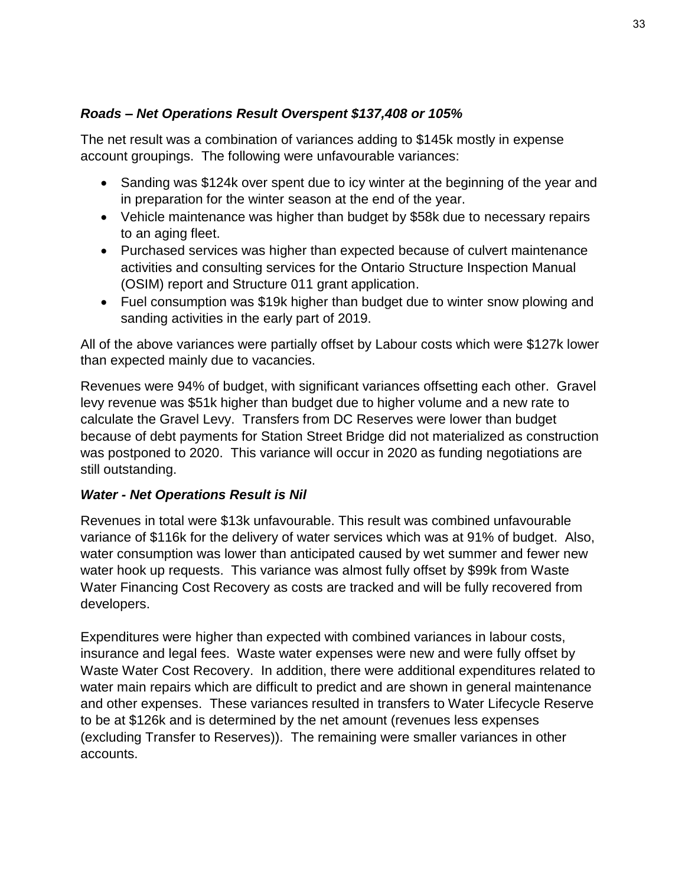### *Roads – Net Operations Result Overspent $137,408 or 105%*

The net result was a combination of variances adding to $145k mostly in expense account groupings. The following were unfavourable variances:

- Sanding was $124k over spent due to icy winter at the beginning of the year and in preparation for the winter season at the end of the year.
- Vehicle maintenance was higher than budget by $58k due to necessary repairs to an aging fleet.
- Purchased services was higher than expected because of culvert maintenance activities and consulting services for the Ontario Structure Inspection Manual (OSIM) report and Structure 011 grant application.
- Fuel consumption was $19k higher than budget due to winter snow plowing and sanding activities in the early part of 2019.

All of the above variances were partially offset by Labour costs which were $127k lower than expected mainly due to vacancies.

Revenues were 94% of budget, with significant variances offsetting each other. Gravel levy revenue was $51k higher than budget due to higher volume and a new rate to calculate the Gravel Levy. Transfers from DC Reserves were lower than budget because of debt payments for Station Street Bridge did not materialized as construction was postponed to 2020. This variance will occur in 2020 as funding negotiations are still outstanding.

### *Water - Net Operations Result is Nil*

Revenues in total were $13k unfavourable. This result was combined unfavourable variance of $116k for the delivery of water services which was at 91% of budget. Also, water consumption was lower than anticipated caused by wet summer and fewer new water hook up requests. This variance was almost fully offset by $99k from Waste Water Financing Cost Recovery as costs are tracked and will be fully recovered from developers.

Expenditures were higher than expected with combined variances in labour costs, insurance and legal fees. Waste water expenses were new and were fully offset by Waste Water Cost Recovery. In addition, there were additional expenditures related to water main repairs which are difficult to predict and are shown in general maintenance and other expenses. These variances resulted in transfers to Water Lifecycle Reserve to be at $126k and is determined by the net amount (revenues less expenses (excluding Transfer to Reserves)). The remaining were smaller variances in other accounts.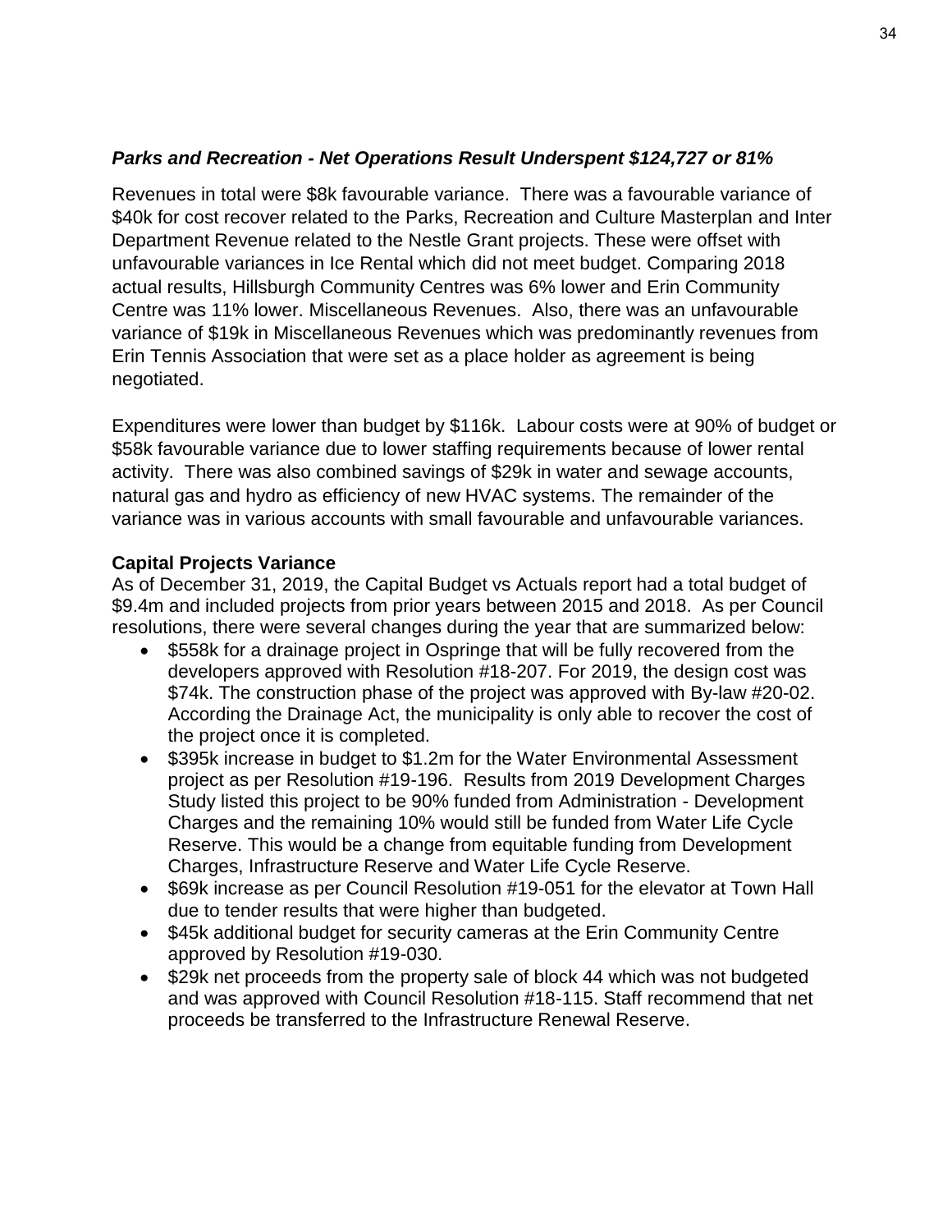### ***Parks and Recreation - Net Operations Result Underspent $124,727 or 81%***

Revenues in total were $8k favourable variance. There was a favourable variance of $40k for cost recover related to the Parks, Recreation and Culture Masterplan and Inter Department Revenue related to the Nestle Grant projects. These were offset with unfavourable variances in Ice Rental which did not meet budget. Comparing 2018 actual results, Hillsburgh Community Centres was 6% lower and Erin Community Centre was 11% lower. Miscellaneous Revenues. Also, there was an unfavourable variance of $19k in Miscellaneous Revenues which was predominantly revenues from Erin Tennis Association that were set as a place holder as agreement is being negotiated.

Expenditures were lower than budget by $116k. Labour costs were at 90% of budget or $58k favourable variance due to lower staffing requirements because of lower rental activity. There was also combined savings of $29k in water and sewage accounts, natural gas and hydro as efficiency of new HVAC systems. The remainder of the variance was in various accounts with small favourable and unfavourable variances.

**Capital Projects Variance**

As of December 31, 2019, the Capital Budget vs Actuals report had a total budget of $9.4m and included projects from prior years between 2015 and 2018. As per Council resolutions, there were several changes during the year that are summarized below:

- $558k for a drainage project in Ospringe that will be fully recovered from the developers approved with Resolution #18-207. For 2019, the design cost was $74k. The construction phase of the project was approved with By-law #20-02. According the Drainage Act, the municipality is only able to recover the cost of the project once it is completed.
- $395k increase in budget to $1.2m for the Water Environmental Assessment project as per Resolution #19-196. Results from 2019 Development Charges Study listed this project to be 90% funded from Administration - Development Charges and the remaining 10% would still be funded from Water Life Cycle Reserve. This would be a change from equitable funding from Development Charges, Infrastructure Reserve and Water Life Cycle Reserve.
- $69k increase as per Council Resolution #19-051 for the elevator at Town Hall due to tender results that were higher than budgeted.
- $45k additional budget for security cameras at the Erin Community Centre approved by Resolution #19-030.
- $29k net proceeds from the property sale of block 44 which was not budgeted and was approved with Council Resolution #18-115. Staff recommend that net proceeds be transferred to the Infrastructure Renewal Reserve.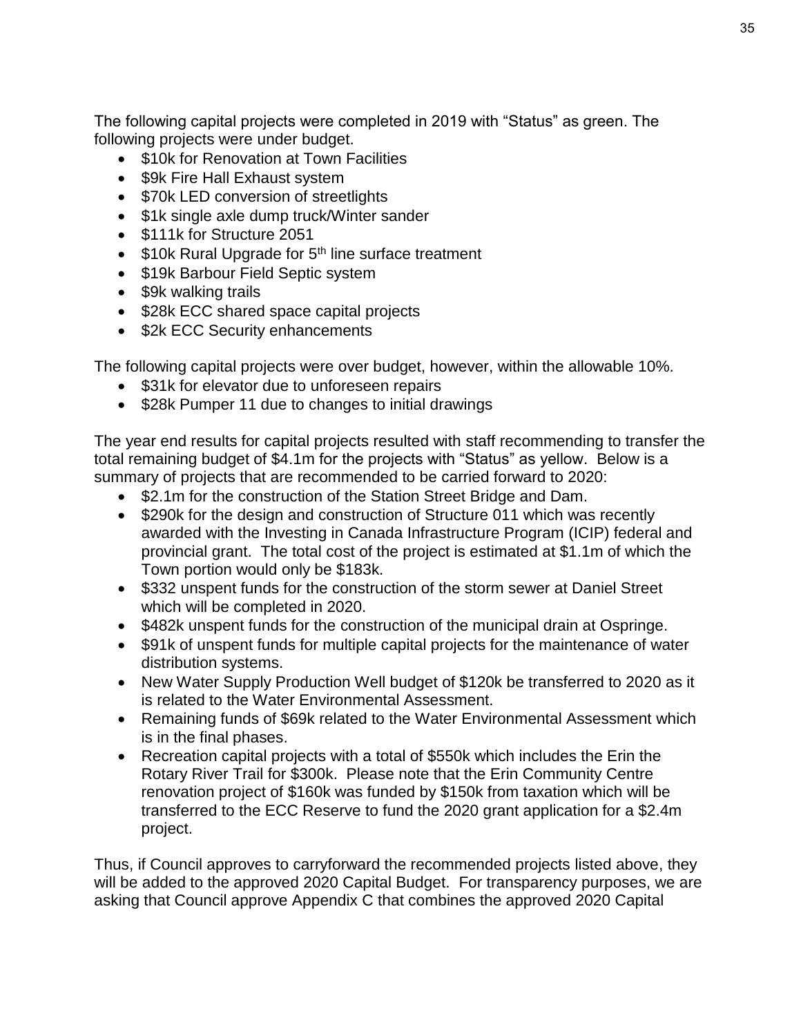The following capital projects were completed in 2019 with "Status" as green. The following projects were under budget.

- $10k for Renovation at Town Facilities
- $9k Fire Hall Exhaust system
- $70k LED conversion of streetlights
- $1k single axle dump truck/Winter sander
- $111k for Structure 2051
- $10k Rural Upgrade for 5th line surface treatment
- $19k Barbour Field Septic system
- $9k walking trails
- $28k ECC shared space capital projects
- $2k ECC Security enhancements

The following capital projects were over budget, however, within the allowable 10%.

- $31k for elevator due to unforeseen repairs
- $28k Pumper 11 due to changes to initial drawings

The year end results for capital projects resulted with staff recommending to transfer the total remaining budget of $4.1m for the projects with "Status" as yellow. Below is a summary of projects that are recommended to be carried forward to 2020:

- $2.1m for the construction of the Station Street Bridge and Dam.
- $290k for the design and construction of Structure 011 which was recently awarded with the Investing in Canada Infrastructure Program (ICIP) federal and provincial grant. The total cost of the project is estimated at $1.1m of which the Town portion would only be $183k.
- $332 unspent funds for the construction of the storm sewer at Daniel Street which will be completed in 2020.
- $482k unspent funds for the construction of the municipal drain at Ospringe.
- $91k of unspent funds for multiple capital projects for the maintenance of water distribution systems.
- New Water Supply Production Well budget of $120k be transferred to 2020 as it is related to the Water Environmental Assessment.
- Remaining funds of $69k related to the Water Environmental Assessment which is in the final phases.
- Recreation capital projects with a total of $550k which includes the Erin the Rotary River Trail for $300k. Please note that the Erin Community Centre renovation project of $160k was funded by $150k from taxation which will be transferred to the ECC Reserve to fund the 2020 grant application for a $2.4m project.

Thus, if Council approves to carryforward the recommended projects listed above, they will be added to the approved 2020 Capital Budget. For transparency purposes, we are asking that Council approve Appendix C that combines the approved 2020 Capital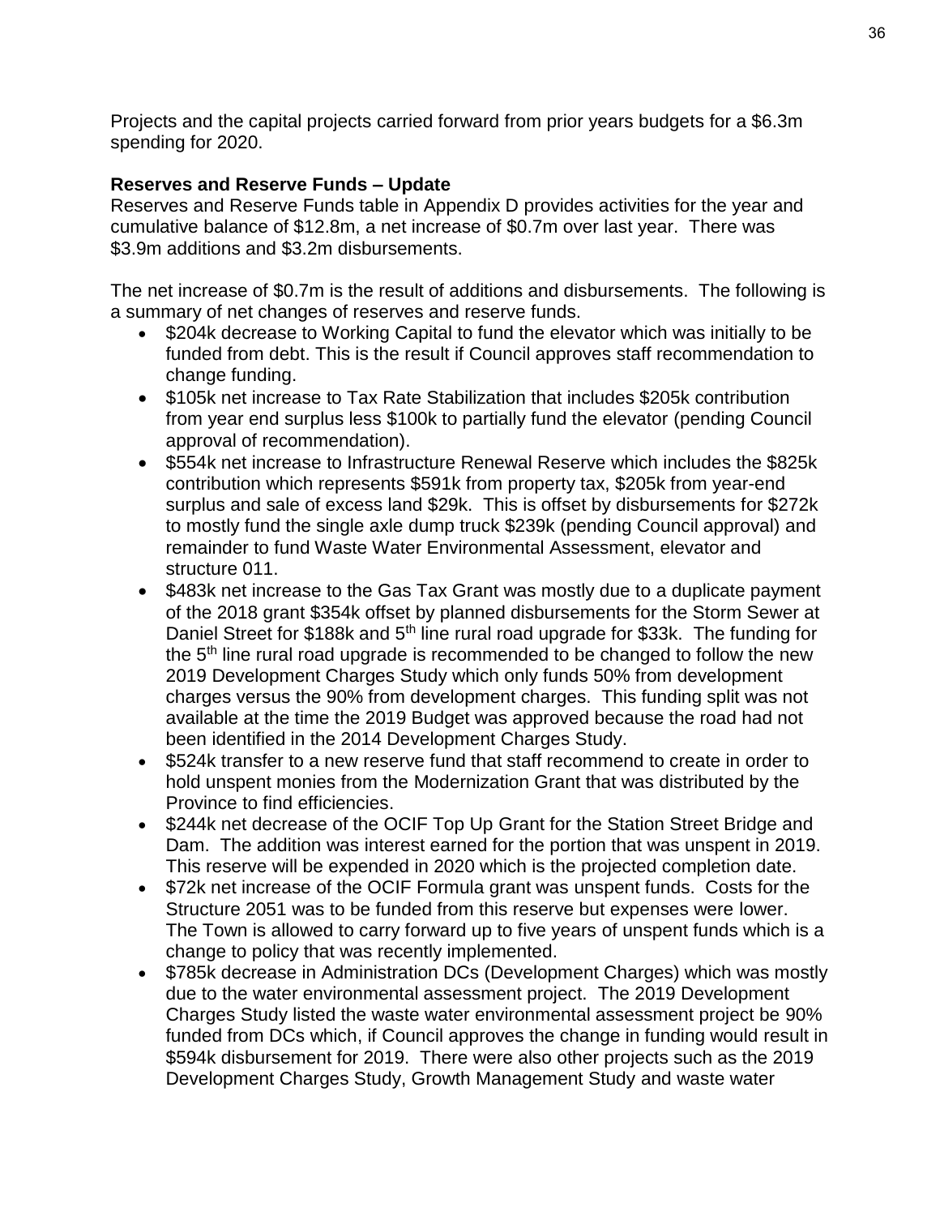Projects and the capital projects carried forward from prior years budgets for a $6.3m spending for 2020.

**Reserves and Reserve Funds – Update**

Reserves and Reserve Funds table in Appendix D provides activities for the year and cumulative balance of $12.8m, a net increase of $0.7m over last year. There was $3.9m additions and $3.2m disbursements.

The net increase of $0.7m is the result of additions and disbursements. The following is a summary of net changes of reserves and reserve funds.

- $204k decrease to Working Capital to fund the elevator which was initially to be funded from debt. This is the result if Council approves staff recommendation to change funding.
- $105k net increase to Tax Rate Stabilization that includes $205k contribution from year end surplus less $100k to partially fund the elevator (pending Council approval of recommendation).
- $554k net increase to Infrastructure Renewal Reserve which includes the $825k contribution which represents $591k from property tax, $205k from year-end surplus and sale of excess land $29k. This is offset by disbursements for $272k to mostly fund the single axle dump truck $239k (pending Council approval) and remainder to fund Waste Water Environmental Assessment, elevator and structure 011.
- $483k net increase to the Gas Tax Grant was mostly due to a duplicate payment of the 2018 grant $354k offset by planned disbursements for the Storm Sewer at Daniel Street for $188k and 5th line rural road upgrade for $33k. The funding for the 5th line rural road upgrade is recommended to be changed to follow the new 2019 Development Charges Study which only funds 50% from development charges versus the 90% from development charges. This funding split was not available at the time the 2019 Budget was approved because the road had not been identified in the 2014 Development Charges Study.
- $524k transfer to a new reserve fund that staff recommend to create in order to hold unspent monies from the Modernization Grant that was distributed by the Province to find efficiencies.
- $244k net decrease of the OCIF Top Up Grant for the Station Street Bridge and Dam. The addition was interest earned for the portion that was unspent in 2019. This reserve will be expended in 2020 which is the projected completion date.
- $72k net increase of the OCIF Formula grant was unspent funds. Costs for the Structure 2051 was to be funded from this reserve but expenses were lower. The Town is allowed to carry forward up to five years of unspent funds which is a change to policy that was recently implemented.
- $785k decrease in Administration DCs (Development Charges) which was mostly due to the water environmental assessment project. The 2019 Development Charges Study listed the waste water environmental assessment project be 90% funded from DCs which, if Council approves the change in funding would result in $594k disbursement for 2019. There were also other projects such as the 2019 Development Charges Study, Growth Management Study and waste water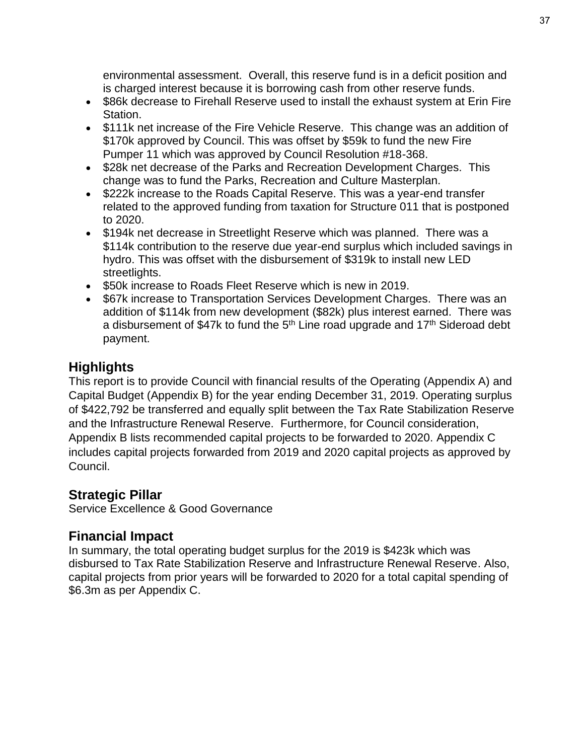environmental assessment. Overall, this reserve fund is in a deficit position and is charged interest because it is borrowing cash from other reserve funds.

- $86k decrease to Firehall Reserve used to install the exhaust system at Erin Fire Station.
- $111k net increase of the Fire Vehicle Reserve. This change was an addition of $170k approved by Council. This was offset by $59k to fund the new Fire Pumper 11 which was approved by Council Resolution #18-368.
- $28k net decrease of the Parks and Recreation Development Charges. This change was to fund the Parks, Recreation and Culture Masterplan.
- $222k increase to the Roads Capital Reserve. This was a year-end transfer related to the approved funding from taxation for Structure 011 that is postponed to 2020.
- $194k net decrease in Streetlight Reserve which was planned. There was a $114k contribution to the reserve due year-end surplus which included savings in hydro. This was offset with the disbursement of $319k to install new LED streetlights.
- $50k increase to Roads Fleet Reserve which is new in 2019.
- $67k increase to Transportation Services Development Charges. There was an addition of $114k from new development ($82k) plus interest earned. There was a disbursement of $47k to fund the 5th Line road upgrade and 17th Sideroad debt payment.

## Highlights

This report is to provide Council with financial results of the Operating (Appendix A) and Capital Budget (Appendix B) for the year ending December 31, 2019. Operating surplus of $422,792 be transferred and equally split between the Tax Rate Stabilization Reserve and the Infrastructure Renewal Reserve. Furthermore, for Council consideration, Appendix B lists recommended capital projects to be forwarded to 2020. Appendix C includes capital projects forwarded from 2019 and 2020 capital projects as approved by Council.

## Strategic Pillar

Service Excellence & Good Governance

## Financial Impact

In summary, the total operating budget surplus for the 2019 is $423k which was disbursed to Tax Rate Stabilization Reserve and Infrastructure Renewal Reserve. Also, capital projects from prior years will be forwarded to 2020 for a total capital spending of $6.3m as per Appendix C.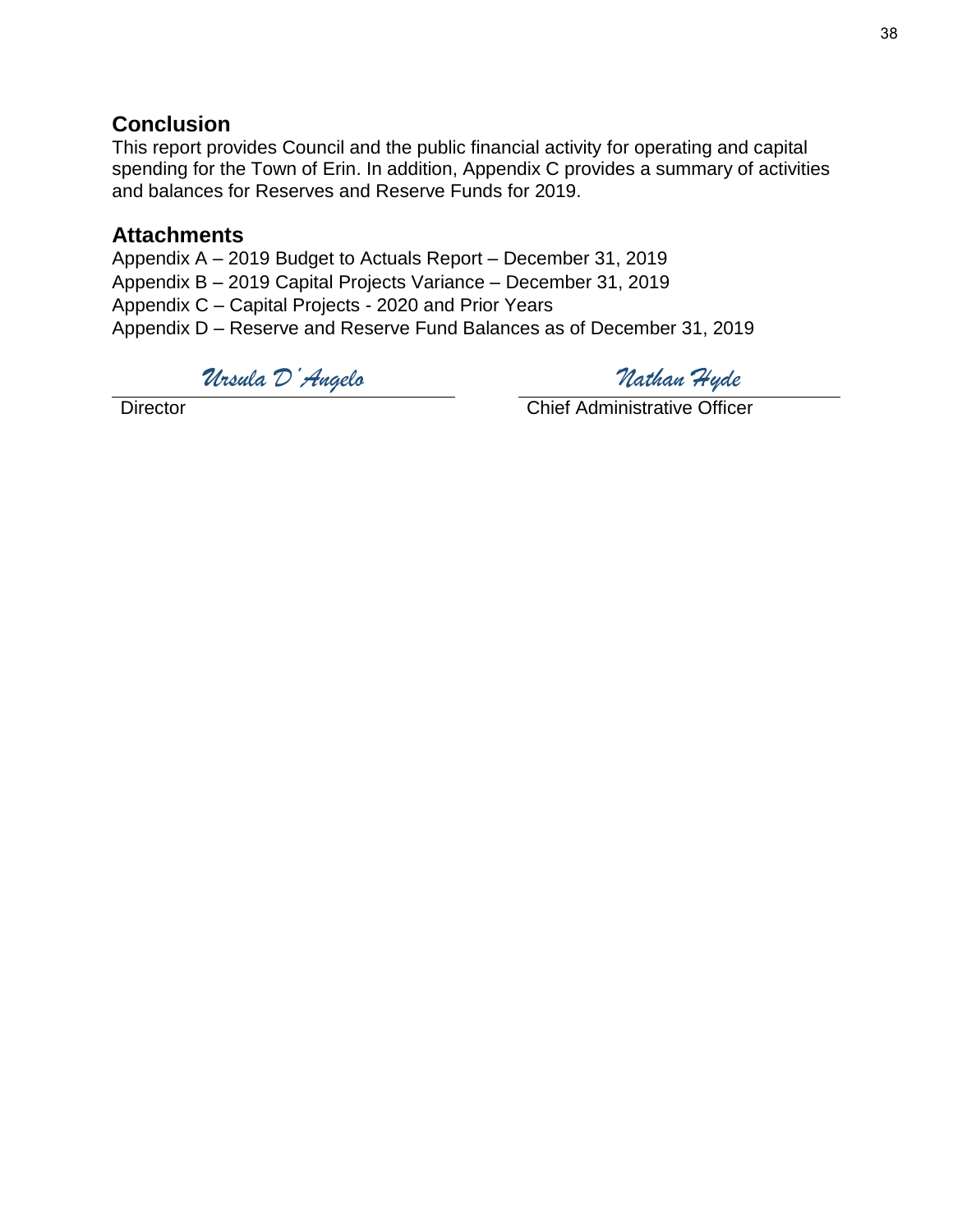## Conclusion

This report provides Council and the public financial activity for operating and capital spending for the Town of Erin. In addition, Appendix C provides a summary of activities and balances for Reserves and Reserve Funds for 2019.

## Attachments

Appendix A – 2019 Budget to Actuals Report – December 31, 2019
Appendix B – 2019 Capital Projects Variance – December 31, 2019
Appendix C – Capital Projects - 2020 and Prior Years
Appendix D – Reserve and Reserve Fund Balances as of December 31, 2019

*Ursula D'Angelo*
Director

*Nathan Hyde*
Chief Administrative Officer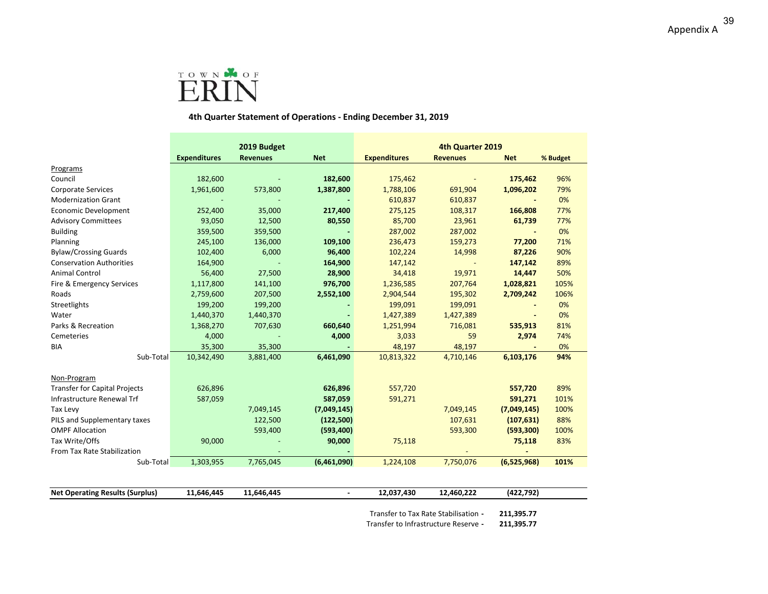Appendix A

TOWN OF ERIN

**4th Quarter Statement of Operations - Ending December 31, 2019**

| | 2019 Budget | | | 4th Quarter 2019 | | | |
|---|---|---|---|---|---|---|---|
| | **Expenditures** | **Revenues** | **Net** | **Expenditures** | **Revenues** | **Net** | **% Budget** |
| Programs | | | | | | | |
| Council | 182,600 | - | **182,600** | 175,462 | - | **175,462** | 96% |
| Corporate Services | 1,961,600 | 573,800 | **1,387,800** | 1,788,106 | 691,904 | **1,096,202** | 79% |
| Modernization Grant | - | - | **-** | 610,837 | 610,837 | **-** | 0% |
| Economic Development | 252,400 | 35,000 | **217,400** | 275,125 | 108,317 | **166,808** | 77% |
| Advisory Committees | 93,050 | 12,500 | **80,550** | 85,700 | 23,961 | **61,739** | 77% |
| Building | 359,500 | 359,500 | **-** | 287,002 | 287,002 | **-** | 0% |
| Planning | 245,100 | 136,000 | **109,100** | 236,473 | 159,273 | **77,200** | 71% |
| Bylaw/Crossing Guards | 102,400 | 6,000 | **96,400** | 102,224 | 14,998 | **87,226** | 90% |
| Conservation Authorities | 164,900 | - | **164,900** | 147,142 | - | **147,142** | 89% |
| Animal Control | 56,400 | 27,500 | **28,900** | 34,418 | 19,971 | **14,447** | 50% |
| Fire & Emergency Services | 1,117,800 | 141,100 | **976,700** | 1,236,585 | 207,764 | **1,028,821** | 105% |
| Roads | 2,759,600 | 207,500 | **2,552,100** | 2,904,544 | 195,302 | **2,709,242** | 106% |
| Streetlights | 199,200 | 199,200 | **-** | 199,091 | 199,091 | **-** | 0% |
| Water | 1,440,370 | 1,440,370 | **-** | 1,427,389 | 1,427,389 | **-** | 0% |
| Parks & Recreation | 1,368,270 | 707,630 | **660,640** | 1,251,994 | 716,081 | **535,913** | 81% |
| Cemeteries | 4,000 | - | **4,000** | 3,033 | 59 | **2,974** | 74% |
| BIA | 35,300 | 35,300 | **-** | 48,197 | 48,197 | **-** | 0% |
| Sub-Total | 10,342,490 | 3,881,400 | **6,461,090** | 10,813,322 | 4,710,146 | **6,103,176** | **94%** |
| Non-Program | | | | | | | |
| Transfer for Capital Projects | 626,896 | | **626,896** | 557,720 | | **557,720** | 89% |
| Infrastructure Renewal Trf | 587,059 | | **587,059** | 591,271 | | **591,271** | 101% |
| Tax Levy | | 7,049,145 | **(7,049,145)** | | 7,049,145 | **(7,049,145)** | 100% |
| PILS and Supplementary taxes | | 122,500 | **(122,500)** | | 107,631 | **(107,631)** | 88% |
| OMPF Allocation | | 593,400 | **(593,400)** | | 593,300 | **(593,300)** | 100% |
| Tax Write/Offs | 90,000 | - | **90,000** | 75,118 | | **75,118** | 83% |
| From Tax Rate Stabilization | | - | **-** | | - | **-** | |
| Sub-Total | 1,303,955 | 7,765,045 | **(6,461,090)** | 1,224,108 | 7,750,076 | **(6,525,968)** | **101%** |
| **Net Operating Results (Surplus)** | **11,646,445** | **11,646,445** | **-** | **12,037,430** | **12,460,222** | **(422,792)** | |

Transfer to Tax Rate Stabilisation - **211,395.77**

Transfer to Infrastructure Reserve - **211,395.77**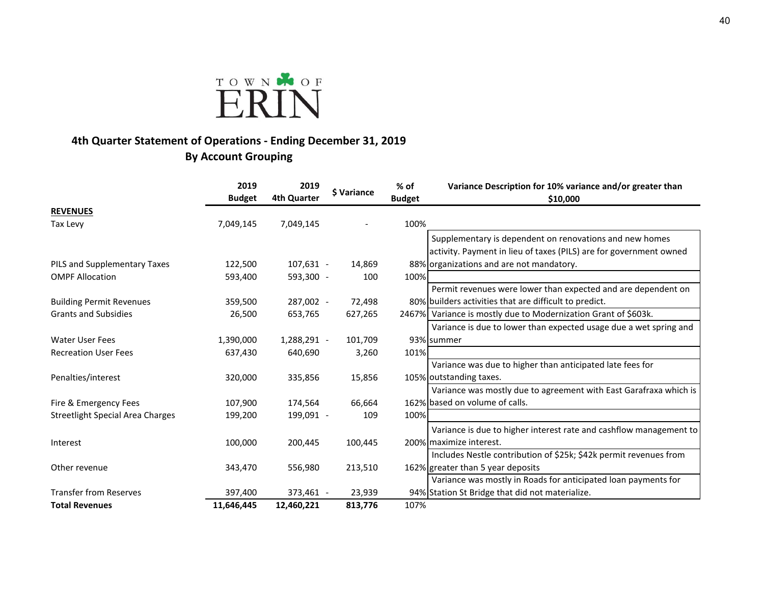TOWN OF ERIN

## 4th Quarter Statement of Operations - Ending December 31, 2019

### By Account Grouping

| | 2019 Budget | 2019 4th Quarter | $ Variance | % of Budget | Variance Description for 10% variance and/or greater than $10,000 |
|---|---|---|---|---|---|
| **REVENUES** | | | | | |
| Tax Levy | 7,049,145 | 7,049,145 | - | 100% | |
| PILS and Supplementary Taxes | 122,500 | 107,631 | - 14,869 | 88% | Supplementary is dependent on renovations and new homes activity. Payment in lieu of taxes (PILS) are for government owned organizations and are not mandatory. |
| OMPF Allocation | 593,400 | 593,300 | - 100 | 100% | |
| Building Permit Revenues | 359,500 | 287,002 | - 72,498 | 80% | Permit revenues were lower than expected and are dependent on builders activities that are difficult to predict. |
| Grants and Subsidies | 26,500 | 653,765 | 627,265 | 2467% | Variance is mostly due to Modernization Grant of $603k. |
| Water User Fees | 1,390,000 | 1,288,291 | - 101,709 | 93% | Variance is due to lower than expected usage due a wet spring and summer |
| Recreation User Fees | 637,430 | 640,690 | 3,260 | 101% | |
| Penalties/interest | 320,000 | 335,856 | 15,856 | 105% | Variance was due to higher than anticipated late fees for outstanding taxes. |
| Fire & Emergency Fees | 107,900 | 174,564 | 66,664 | 162% | Variance was mostly due to agreement with East Garafraxa which is based on volume of calls. |
| Streetlight Special Area Charges | 199,200 | 199,091 | - 109 | 100% | |
| Interest | 100,000 | 200,445 | 100,445 | 200% | Variance is due to higher interest rate and cashflow management to maximize interest. |
| Other revenue | 343,470 | 556,980 | 213,510 | 162% | Includes Nestle contribution of $25k; $42k permit revenues from greater than 5 year deposits |
| Transfer from Reserves | 397,400 | 373,461 | - 23,939 | 94% | Variance was mostly in Roads for anticipated loan payments for Station St Bridge that did not materialize. |
| **Total Revenues** | **11,646,445** | **12,460,221** | **813,776** | 107% | |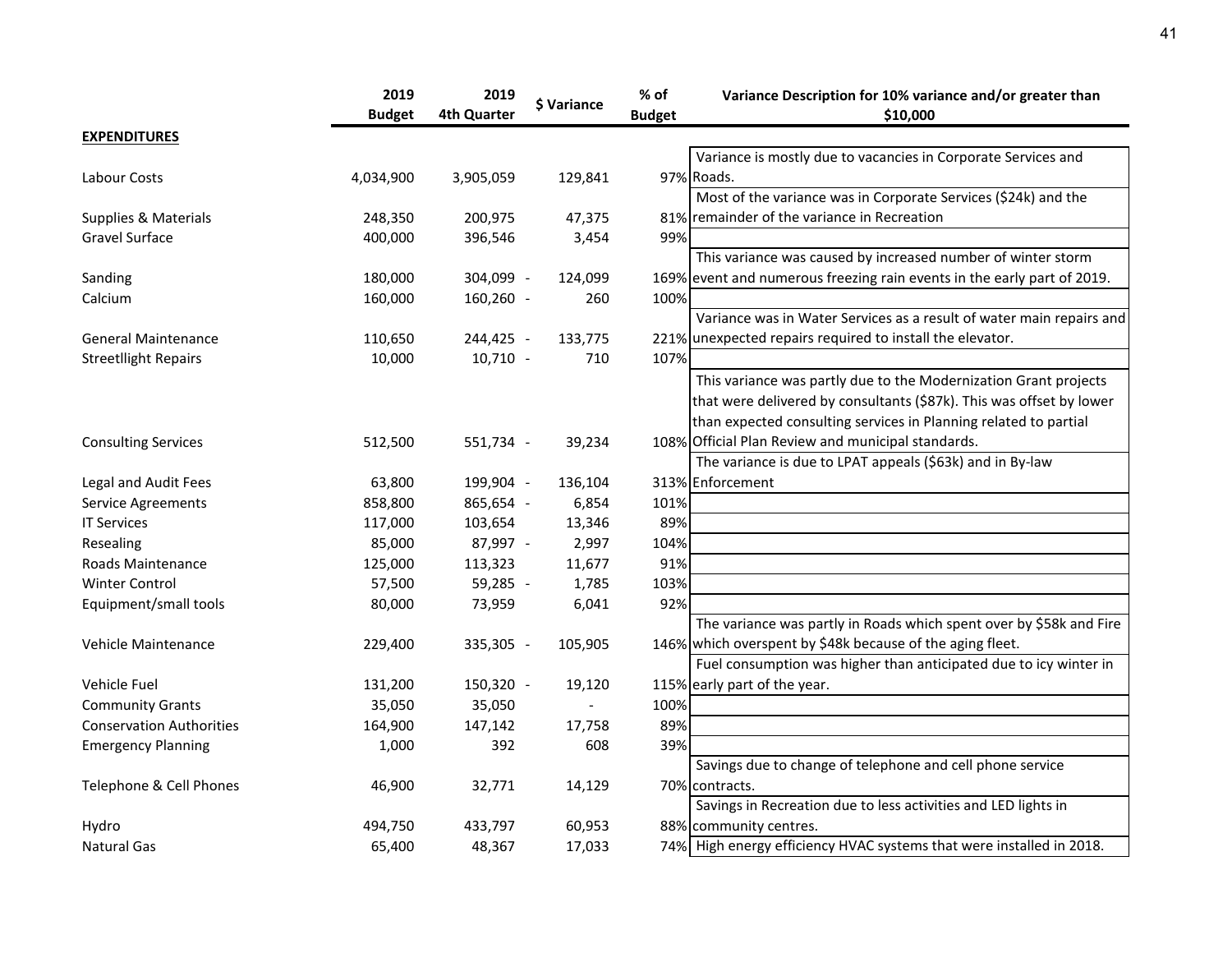| | 2019 Budget | 2019 4th Quarter | $ Variance | % of Budget | Variance Description for 10% variance and/or greater than $10,000 |
|---|---|---|---|---|---|
| **EXPENDITURES** | | | | | |
| Labour Costs | 4,034,900 | 3,905,059 | 129,841 | 97% | Variance is mostly due to vacancies in Corporate Services and Roads. |
| Supplies & Materials | 248,350 | 200,975 | 47,375 | 81% | Most of the variance was in Corporate Services ($24k) and the remainder of the variance in Recreation |
| Gravel Surface | 400,000 | 396,546 | 3,454 | 99% | |
| Sanding | 180,000 | 304,099 | - 124,099 | 169% | This variance was caused by increased number of winter storm event and numerous freezing rain events in the early part of 2019. |
| Calcium | 160,000 | 160,260 | - 260 | 100% | |
| General Maintenance | 110,650 | 244,425 | - 133,775 | 221% | Variance was in Water Services as a result of water main repairs and unexpected repairs required to install the elevator. |
| Streetllight Repairs | 10,000 | 10,710 | - 710 | 107% | |
| Consulting Services | 512,500 | 551,734 | - 39,234 | 108% | This variance was partly due to the Modernization Grant projects that were delivered by consultants ($87k). This was offset by lower than expected consulting services in Planning related to partial Official Plan Review and municipal standards. |
| Legal and Audit Fees | 63,800 | 199,904 | - 136,104 | 313% | The variance is due to LPAT appeals ($63k) and in By-law Enforcement |
| Service Agreements | 858,800 | 865,654 | - 6,854 | 101% | |
| IT Services | 117,000 | 103,654 | 13,346 | 89% | |
| Resealing | 85,000 | 87,997 | - 2,997 | 104% | |
| Roads Maintenance | 125,000 | 113,323 | 11,677 | 91% | |
| Winter Control | 57,500 | 59,285 | - 1,785 | 103% | |
| Equipment/small tools | 80,000 | 73,959 | 6,041 | 92% | |
| Vehicle Maintenance | 229,400 | 335,305 | - 105,905 | 146% | The variance was partly in Roads which spent over by $58k and Fire which overspent by $48k because of the aging fleet. |
| Vehicle Fuel | 131,200 | 150,320 | - 19,120 | 115% | Fuel consumption was higher than anticipated due to icy winter in early part of the year. |
| Community Grants | 35,050 | 35,050 | - | 100% | |
| Conservation Authorities | 164,900 | 147,142 | 17,758 | 89% | |
| Emergency Planning | 1,000 | 392 | 608 | 39% | |
| Telephone & Cell Phones | 46,900 | 32,771 | 14,129 | 70% | Savings due to change of telephone and cell phone service contracts. |
| Hydro | 494,750 | 433,797 | 60,953 | 88% | Savings in Recreation due to less activities and LED lights in community centres. |
| Natural Gas | 65,400 | 48,367 | 17,033 | 74% | High energy efficiency HVAC systems that were installed in 2018. |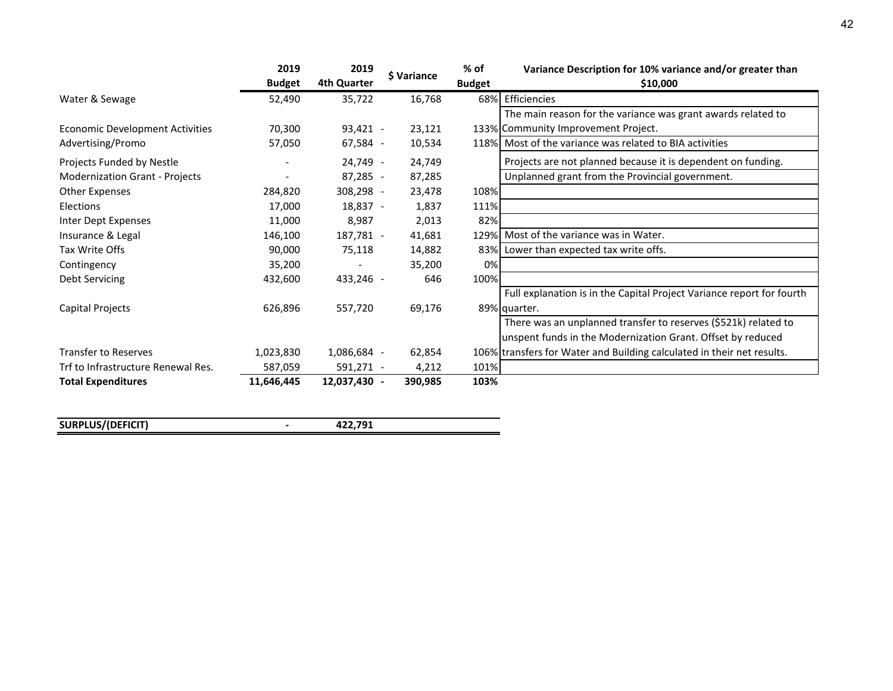| | 2019 Budget | 2019 4th Quarter | $ Variance | % of Budget | Variance Description for 10% variance and/or greater than $10,000 |
|---|---|---|---|---|---|
| Water & Sewage | 52,490 | 35,722 | 16,768 | 68% | Efficiencies |
| Economic Development Activities | 70,300 | 93,421 | - 23,121 | 133% | The main reason for the variance was grant awards related to Community Improvement Project. |
| Advertising/Promo | 57,050 | 67,584 | - 10,534 | 118% | Most of the variance was related to BIA activities |
| Projects Funded by Nestle | - | 24,749 | - 24,749 | | Projects are not planned because it is dependent on funding. |
| Modernization Grant - Projects | - | 87,285 | - 87,285 | | Unplanned grant from the Provincial government. |
| Other Expenses | 284,820 | 308,298 | - 23,478 | 108% | |
| Elections | 17,000 | 18,837 | - 1,837 | 111% | |
| Inter Dept Expenses | 11,000 | 8,987 | 2,013 | 82% | |
| Insurance & Legal | 146,100 | 187,781 | - 41,681 | 129% | Most of the variance was in Water. |
| Tax Write Offs | 90,000 | 75,118 | 14,882 | 83% | Lower than expected tax write offs. |
| Contingency | 35,200 | - | 35,200 | 0% | |
| Debt Servicing | 432,600 | 433,246 | - 646 | 100% | |
| Capital Projects | 626,896 | 557,720 | 69,176 | 89% | Full explanation is in the Capital Project Variance report for fourth quarter. |
| Transfer to Reserves | 1,023,830 | 1,086,684 | - 62,854 | 106% | There was an unplanned transfer to reserves ($521k) related to unspent funds in the Modernization Grant. Offset by reduced transfers for Water and Building calculated in their net results. |
| Trf to Infrastructure Renewal Res. | 587,059 | 591,271 | - 4,212 | 101% | |
| **Total Expenditures** | **11,646,445** | **12,037,430** | **- 390,985** | **103%** | |

| | | |
|---|---|---|
| **SURPLUS/(DEFICIT)** | **-** | **422,791** |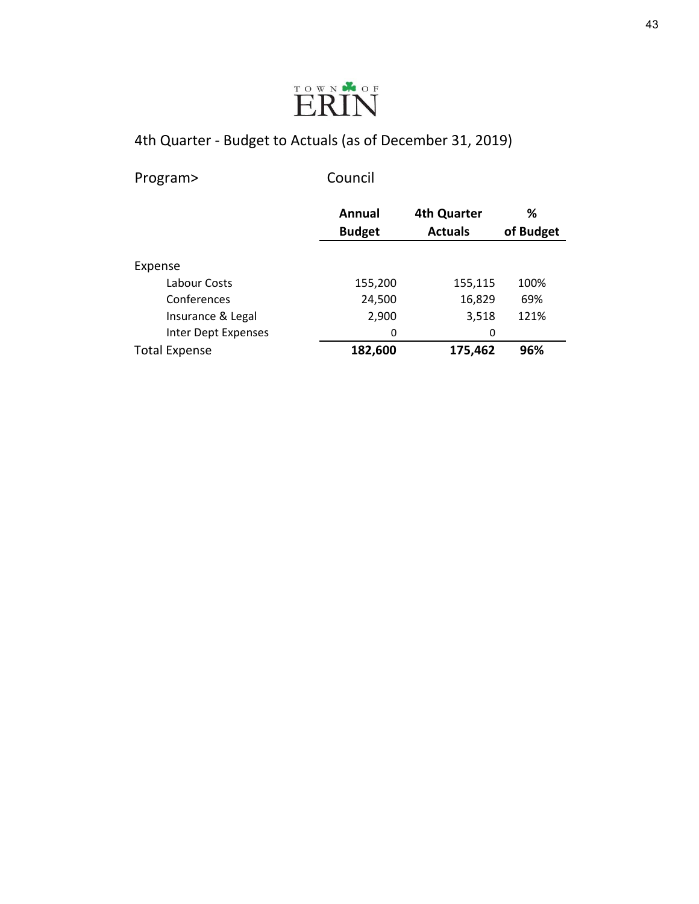TOWN OF ERIN

## 4th Quarter - Budget to Actuals (as of December 31, 2019)

Program> Council

| | Annual Budget | 4th Quarter Actuals | % of Budget |
|---|---|---|---|
| Expense | | | |
| Labour Costs | 155,200 | 155,115 | 100% |
| Conferences | 24,500 | 16,829 | 69% |
| Insurance & Legal | 2,900 | 3,518 | 121% |
| Inter Dept Expenses | 0 | 0 | |
| Total Expense | **182,600** | **175,462** | **96%** |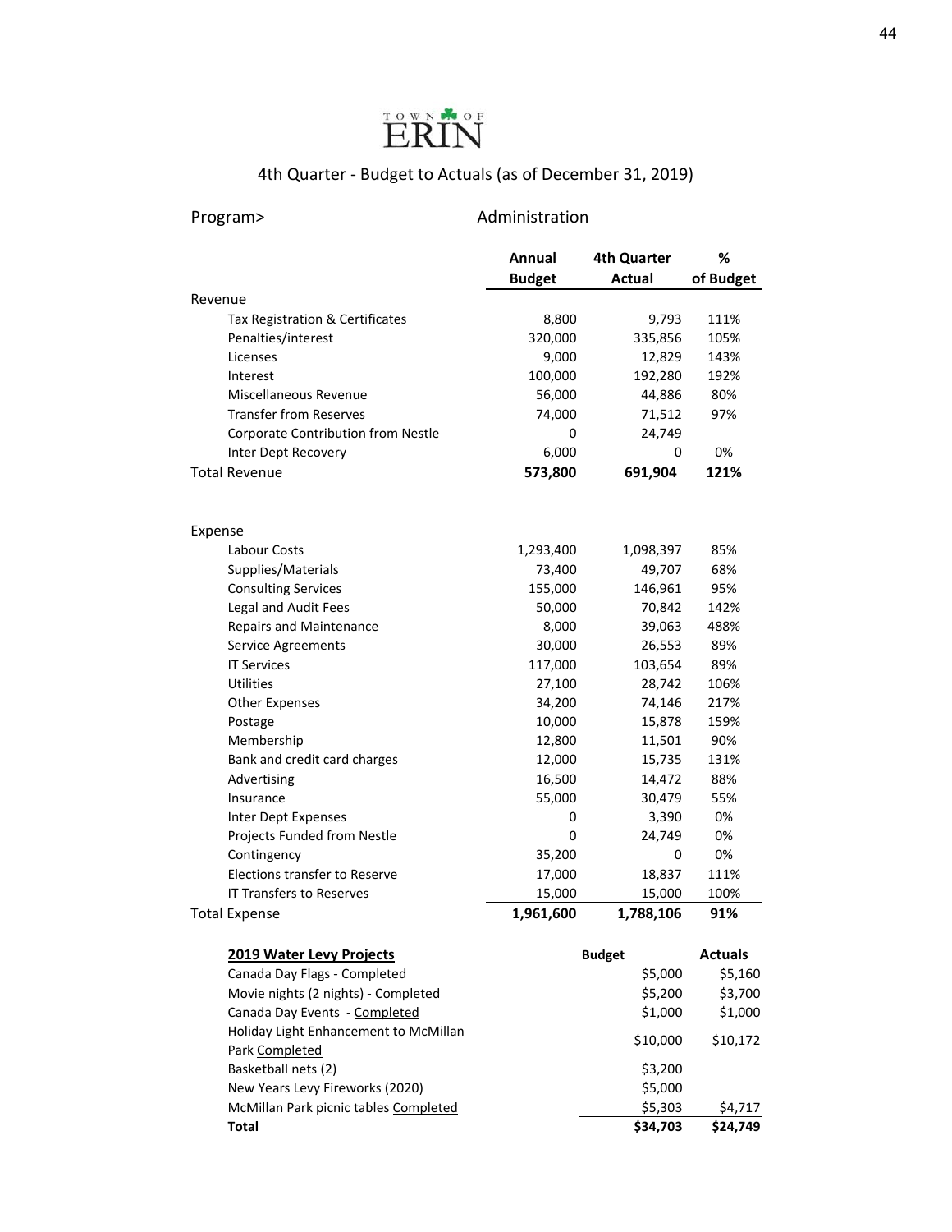TOWN OF ERIN

## 4th Quarter - Budget to Actuals (as of December 31, 2019)

Program> Administration

| | Annual Budget | 4th Quarter Actual | % of Budget |
|---|---|---|---|
| **Revenue** | | | |
| Tax Registration & Certificates | 8,800 | 9,793 | 111% |
| Penalties/interest | 320,000 | 335,856 | 105% |
| Licenses | 9,000 | 12,829 | 143% |
| Interest | 100,000 | 192,280 | 192% |
| Miscellaneous Revenue | 56,000 | 44,886 | 80% |
| Transfer from Reserves | 74,000 | 71,512 | 97% |
| Corporate Contribution from Nestle | 0 | 24,749 | |
| Inter Dept Recovery | 6,000 | 0 | 0% |
| Total Revenue | **573,800** | **691,904** | **121%** |
| **Expense** | | | |
| Labour Costs | 1,293,400 | 1,098,397 | 85% |
| Supplies/Materials | 73,400 | 49,707 | 68% |
| Consulting Services | 155,000 | 146,961 | 95% |
| Legal and Audit Fees | 50,000 | 70,842 | 142% |
| Repairs and Maintenance | 8,000 | 39,063 | 488% |
| Service Agreements | 30,000 | 26,553 | 89% |
| IT Services | 117,000 | 103,654 | 89% |
| Utilities | 27,100 | 28,742 | 106% |
| Other Expenses | 34,200 | 74,146 | 217% |
| Postage | 10,000 | 15,878 | 159% |
| Membership | 12,800 | 11,501 | 90% |
| Bank and credit card charges | 12,000 | 15,735 | 131% |
| Advertising | 16,500 | 14,472 | 88% |
| Insurance | 55,000 | 30,479 | 55% |
| Inter Dept Expenses | 0 | 3,390 | 0% |
| Projects Funded from Nestle | 0 | 24,749 | 0% |
| Contingency | 35,200 | 0 | 0% |
| Elections transfer to Reserve | 17,000 | 18,837 | 111% |
| IT Transfers to Reserves | 15,000 | 15,000 | 100% |
| Total Expense | **1,961,600** | **1,788,106** | **91%** |

| **2019 Water Levy Projects** | **Budget** | **Actuals** |
|---|---|---|
| Canada Day Flags - Completed | $5,000 | $5,160 |
| Movie nights (2 nights) - Completed | $5,200 | $3,700 |
| Canada Day Events - Completed | $1,000 | $1,000 |
| Holiday Light Enhancement to McMillan Park Completed | $10,000 | $10,172 |
| Basketball nets (2) | $3,200 | |
| New Years Levy Fireworks (2020) | $5,000 | |
| McMillan Park picnic tables Completed | $5,303 | $4,717 |
| **Total** | **$34,703** | **$24,749** |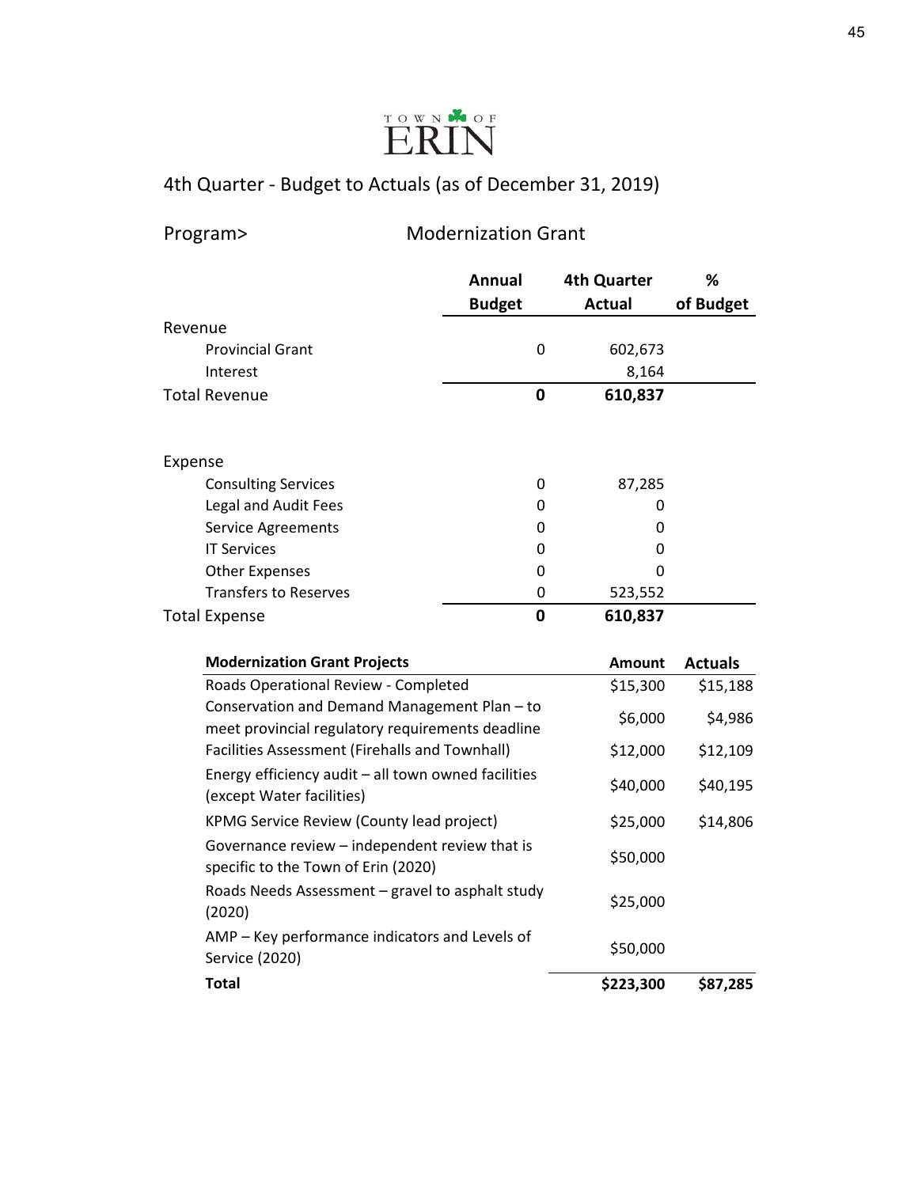TOWN OF ERIN

## 4th Quarter - Budget to Actuals (as of December 31, 2019)

Program> Modernization Grant

| | Annual Budget | 4th Quarter Actual | % of Budget |
|---|---|---|---|
| Revenue | | | |
| Provincial Grant | 0 | 602,673 | |
| Interest | | 8,164 | |
| **Total Revenue** | **0** | **610,837** | |
| | | | |
| Expense | | | |
| Consulting Services | 0 | 87,285 | |
| Legal and Audit Fees | 0 | 0 | |
| Service Agreements | 0 | 0 | |
| IT Services | 0 | 0 | |
| Other Expenses | 0 | 0 | |
| Transfers to Reserves | 0 | 523,552 | |
| **Total Expense** | **0** | **610,837** | |

| Modernization Grant Projects | Amount | Actuals |
|---|---|---|
| Roads Operational Review - Completed | $15,300 | $15,188 |
| Conservation and Demand Management Plan – to meet provincial regulatory requirements deadline | $6,000 | $4,986 |
| Facilities Assessment (Firehalls and Townhall) | $12,000 | $12,109 |
| Energy efficiency audit – all town owned facilities (except Water facilities) | $40,000 | $40,195 |
| KPMG Service Review (County lead project) | $25,000 | $14,806 |
| Governance review – independent review that is specific to the Town of Erin (2020) | $50,000 | |
| Roads Needs Assessment – gravel to asphalt study (2020) | $25,000 | |
| AMP – Key performance indicators and Levels of Service (2020) | $50,000 | |
| **Total** | **$223,300** | **$87,285** |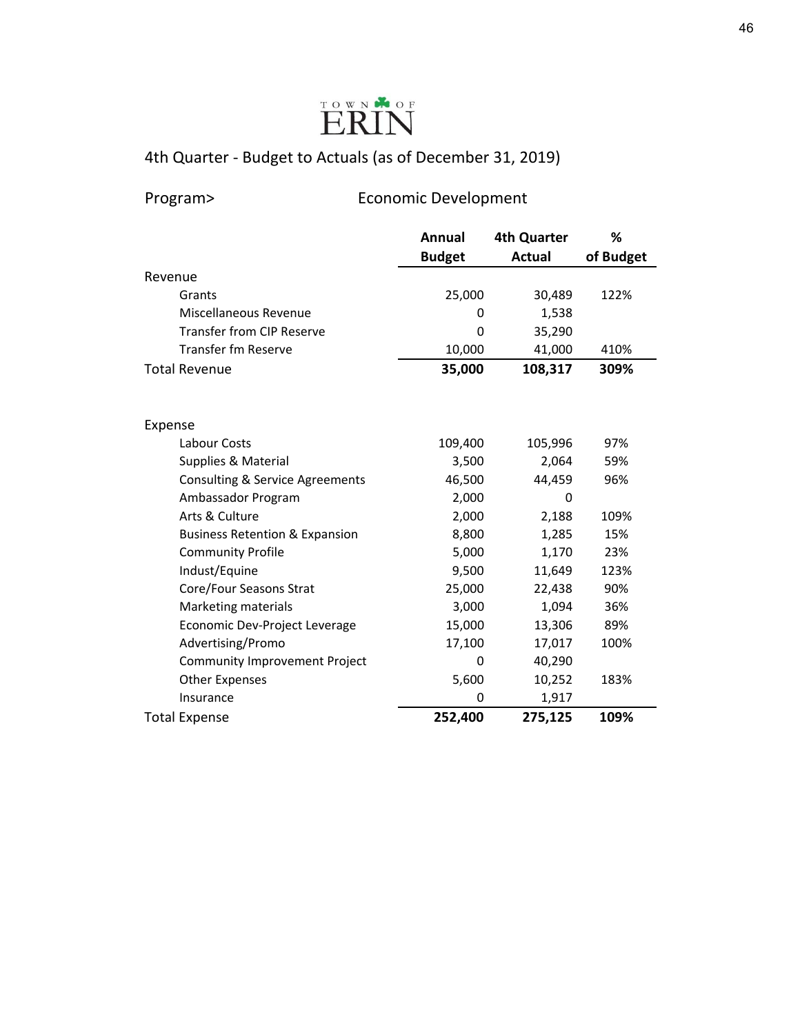TOWN OF ERIN

## 4th Quarter - Budget to Actuals (as of December 31, 2019)

Program> Economic Development

| | Annual Budget | 4th Quarter Actual | % of Budget |
|---|---|---|---|
| Revenue | | | |
| Grants | 25,000 | 30,489 | 122% |
| Miscellaneous Revenue | 0 | 1,538 | |
| Transfer from CIP Reserve | 0 | 35,290 | |
| Transfer fm Reserve | 10,000 | 41,000 | 410% |
| **Total Revenue** | **35,000** | **108,317** | **309%** |
| | | | |
| Expense | | | |
| Labour Costs | 109,400 | 105,996 | 97% |
| Supplies & Material | 3,500 | 2,064 | 59% |
| Consulting & Service Agreements | 46,500 | 44,459 | 96% |
| Ambassador Program | 2,000 | 0 | |
| Arts & Culture | 2,000 | 2,188 | 109% |
| Business Retention & Expansion | 8,800 | 1,285 | 15% |
| Community Profile | 5,000 | 1,170 | 23% |
| Indust/Equine | 9,500 | 11,649 | 123% |
| Core/Four Seasons Strat | 25,000 | 22,438 | 90% |
| Marketing materials | 3,000 | 1,094 | 36% |
| Economic Dev-Project Leverage | 15,000 | 13,306 | 89% |
| Advertising/Promo | 17,100 | 17,017 | 100% |
| Community Improvement Project | 0 | 40,290 | |
| Other Expenses | 5,600 | 10,252 | 183% |
| Insurance | 0 | 1,917 | |
| **Total Expense** | **252,400** | **275,125** | **109%** |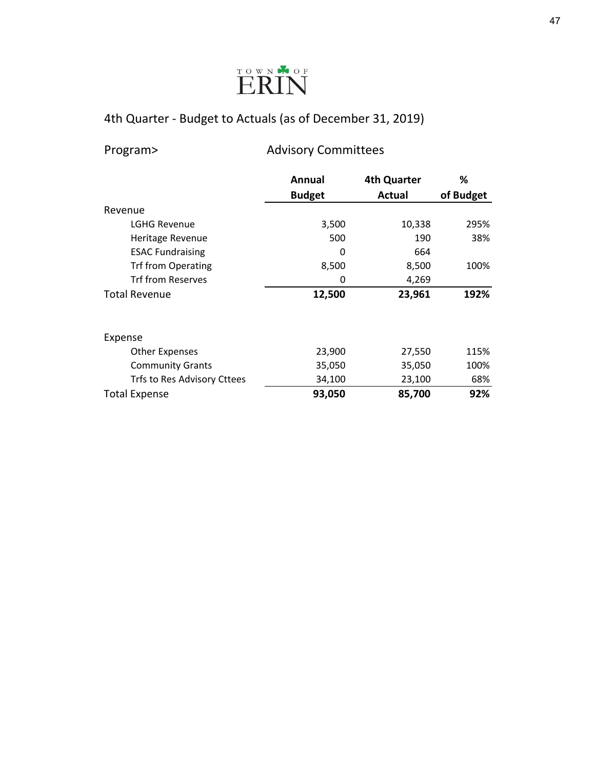TOWN OF ERIN

## 4th Quarter - Budget to Actuals (as of December 31, 2019)

Program> Advisory Committees

| | Annual Budget | 4th Quarter Actual | % of Budget |
|---|---|---|---|
| Revenue | | | |
| LGHG Revenue | 3,500 | 10,338 | 295% |
| Heritage Revenue | 500 | 190 | 38% |
| ESAC Fundraising | 0 | 664 | |
| Trf from Operating | 8,500 | 8,500 | 100% |
| Trf from Reserves | 0 | 4,269 | |
| Total Revenue | **12,500** | **23,961** | **192%** |
| | | | |
| Expense | | | |
| Other Expenses | 23,900 | 27,550 | 115% |
| Community Grants | 35,050 | 35,050 | 100% |
| Trfs to Res Advisory Cttees | 34,100 | 23,100 | 68% |
| Total Expense | **93,050** | **85,700** | **92%** |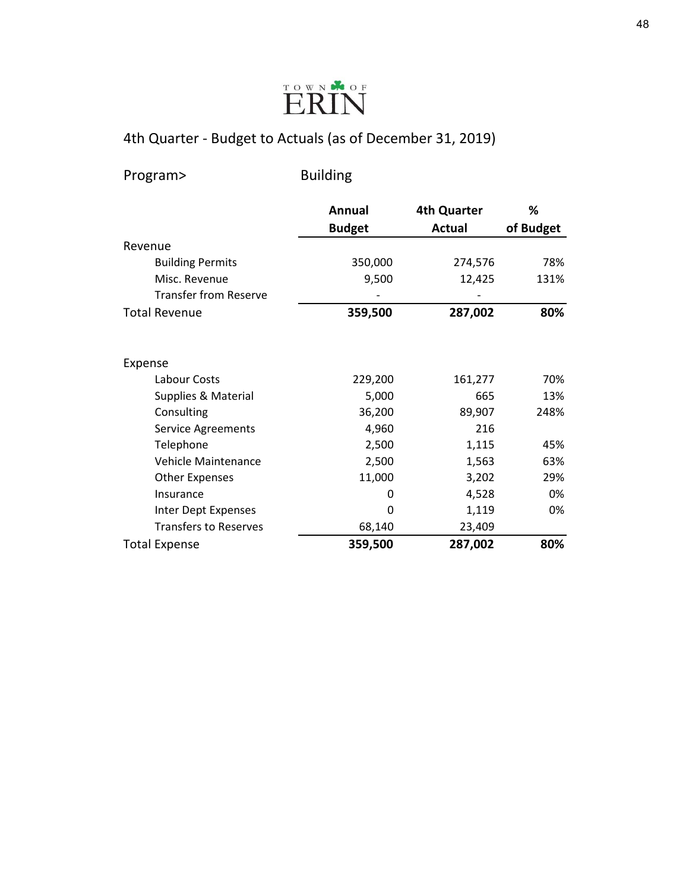TOWN OF ERIN

# 4th Quarter - Budget to Actuals (as of December 31, 2019)

Program> Building

| | Annual Budget | 4th Quarter Actual | % of Budget |
|---|---|---|---|
| Revenue | | | |
| Building Permits | 350,000 | 274,576 | 78% |
| Misc. Revenue | 9,500 | 12,425 | 131% |
| Transfer from Reserve | - | - | |
| **Total Revenue** | **359,500** | **287,002** | **80%** |
| | | | |
| Expense | | | |
| Labour Costs | 229,200 | 161,277 | 70% |
| Supplies & Material | 5,000 | 665 | 13% |
| Consulting | 36,200 | 89,907 | 248% |
| Service Agreements | 4,960 | 216 | |
| Telephone | 2,500 | 1,115 | 45% |
| Vehicle Maintenance | 2,500 | 1,563 | 63% |
| Other Expenses | 11,000 | 3,202 | 29% |
| Insurance | 0 | 4,528 | 0% |
| Inter Dept Expenses | 0 | 1,119 | 0% |
| Transfers to Reserves | 68,140 | 23,409 | |
| **Total Expense** | **359,500** | **287,002** | **80%** |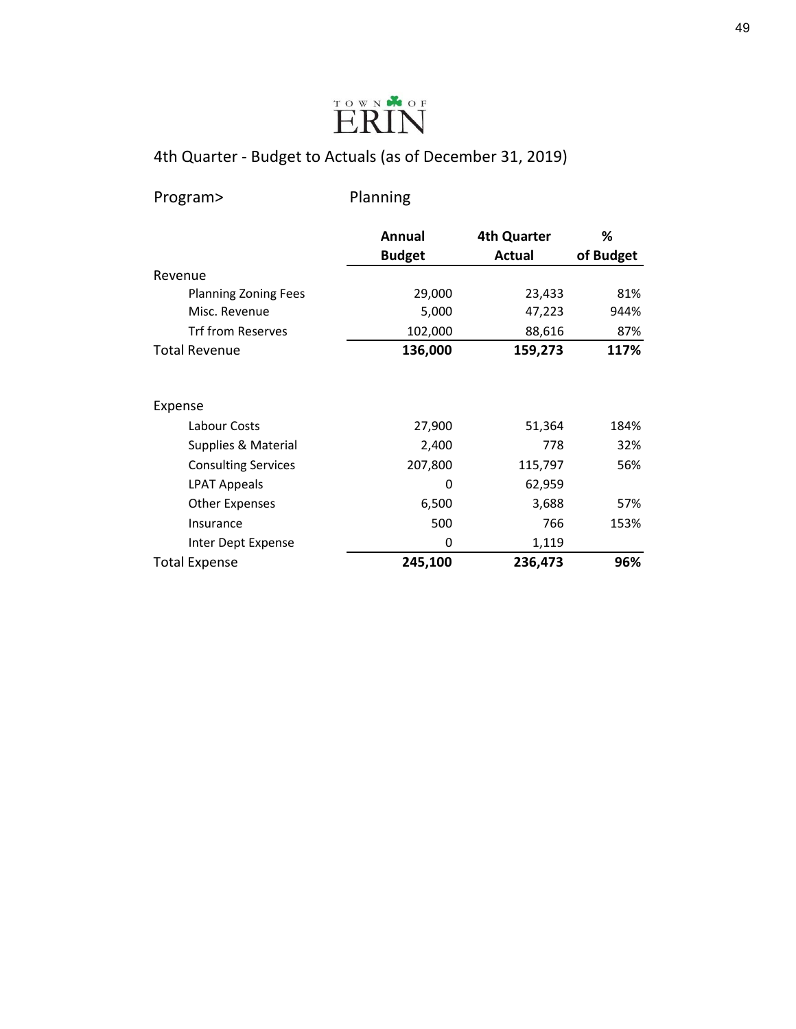TOWN OF ERIN

## 4th Quarter - Budget to Actuals (as of December 31, 2019)

Program> Planning

| | Annual Budget | 4th Quarter Actual | % of Budget |
|---|---|---|---|
| Revenue | | | |
| Planning Zoning Fees | 29,000 | 23,433 | 81% |
| Misc. Revenue | 5,000 | 47,223 | 944% |
| Trf from Reserves | 102,000 | 88,616 | 87% |
| **Total Revenue** | **136,000** | **159,273** | **117%** |
| | | | |
| Expense | | | |
| Labour Costs | 27,900 | 51,364 | 184% |
| Supplies & Material | 2,400 | 778 | 32% |
| Consulting Services | 207,800 | 115,797 | 56% |
| LPAT Appeals | 0 | 62,959 | |
| Other Expenses | 6,500 | 3,688 | 57% |
| Insurance | 500 | 766 | 153% |
| Inter Dept Expense | 0 | 1,119 | |
| **Total Expense** | **245,100** | **236,473** | **96%** |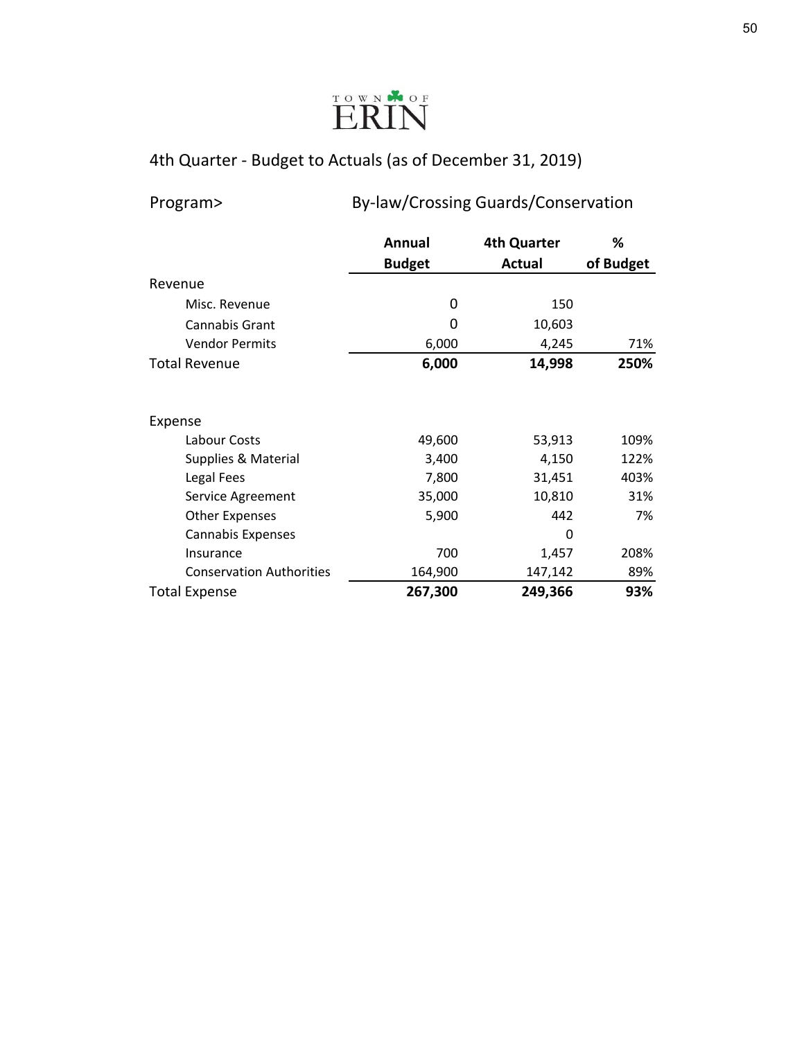TOWN OF ERIN

## 4th Quarter - Budget to Actuals (as of December 31, 2019)

Program> By-law/Crossing Guards/Conservation

| | Annual Budget | 4th Quarter Actual | % of Budget |
|---|---|---|---|
| Revenue | | | |
| Misc. Revenue | 0 | 150 | |
| Cannabis Grant | 0 | 10,603 | |
| Vendor Permits | 6,000 | 4,245 | 71% |
| **Total Revenue** | **6,000** | **14,998** | **250%** |
| | | | |
| Expense | | | |
| Labour Costs | 49,600 | 53,913 | 109% |
| Supplies & Material | 3,400 | 4,150 | 122% |
| Legal Fees | 7,800 | 31,451 | 403% |
| Service Agreement | 35,000 | 10,810 | 31% |
| Other Expenses | 5,900 | 442 | 7% |
| Cannabis Expenses | | 0 | |
| Insurance | 700 | 1,457 | 208% |
| Conservation Authorities | 164,900 | 147,142 | 89% |
| **Total Expense** | **267,300** | **249,366** | **93%** |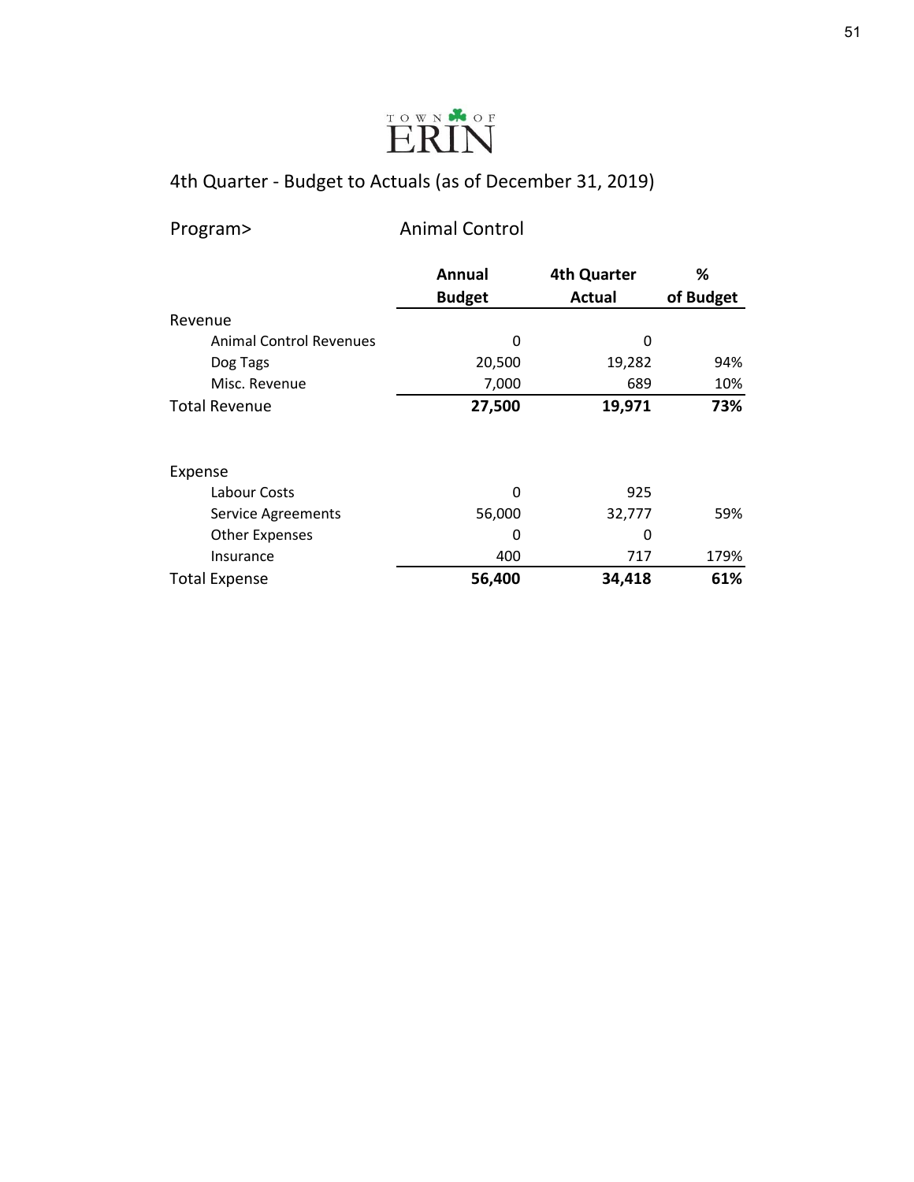TOWN OF ERIN

# 4th Quarter - Budget to Actuals (as of December 31, 2019)

Program> Animal Control

| | Annual Budget | 4th Quarter Actual | % of Budget |
|---|---|---|---|
| Revenue | | | |
| Animal Control Revenues | 0 | 0 | |
| Dog Tags | 20,500 | 19,282 | 94% |
| Misc. Revenue | 7,000 | 689 | 10% |
| **Total Revenue** | **27,500** | **19,971** | **73%** |
| | | | |
| Expense | | | |
| Labour Costs | 0 | 925 | |
| Service Agreements | 56,000 | 32,777 | 59% |
| Other Expenses | 0 | 0 | |
| Insurance | 400 | 717 | 179% |
| **Total Expense** | **56,400** | **34,418** | **61%** |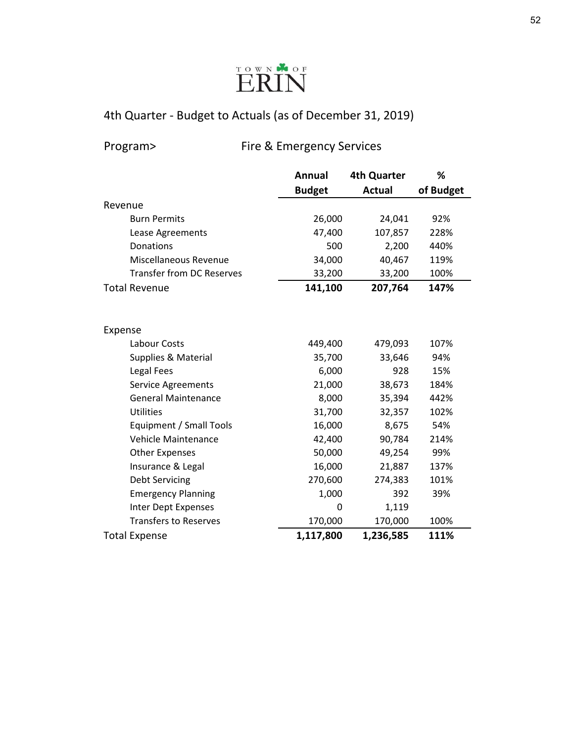TOWN OF ERIN

## 4th Quarter - Budget to Actuals (as of December 31, 2019)

Program> Fire & Emergency Services

| | Annual Budget | 4th Quarter Actual | % of Budget |
|---|---|---|---|
| **Revenue** | | | |
| Burn Permits | 26,000 | 24,041 | 92% |
| Lease Agreements | 47,400 | 107,857 | 228% |
| Donations | 500 | 2,200 | 440% |
| Miscellaneous Revenue | 34,000 | 40,467 | 119% |
| Transfer from DC Reserves | 33,200 | 33,200 | 100% |
| Total Revenue | **141,100** | **207,764** | **147%** |
| **Expense** | | | |
| Labour Costs | 449,400 | 479,093 | 107% |
| Supplies & Material | 35,700 | 33,646 | 94% |
| Legal Fees | 6,000 | 928 | 15% |
| Service Agreements | 21,000 | 38,673 | 184% |
| General Maintenance | 8,000 | 35,394 | 442% |
| Utilities | 31,700 | 32,357 | 102% |
| Equipment / Small Tools | 16,000 | 8,675 | 54% |
| Vehicle Maintenance | 42,400 | 90,784 | 214% |
| Other Expenses | 50,000 | 49,254 | 99% |
| Insurance & Legal | 16,000 | 21,887 | 137% |
| Debt Servicing | 270,600 | 274,383 | 101% |
| Emergency Planning | 1,000 | 392 | 39% |
| Inter Dept Expenses | 0 | 1,119 | |
| Transfers to Reserves | 170,000 | 170,000 | 100% |
| Total Expense | **1,117,800** | **1,236,585** | **111%** |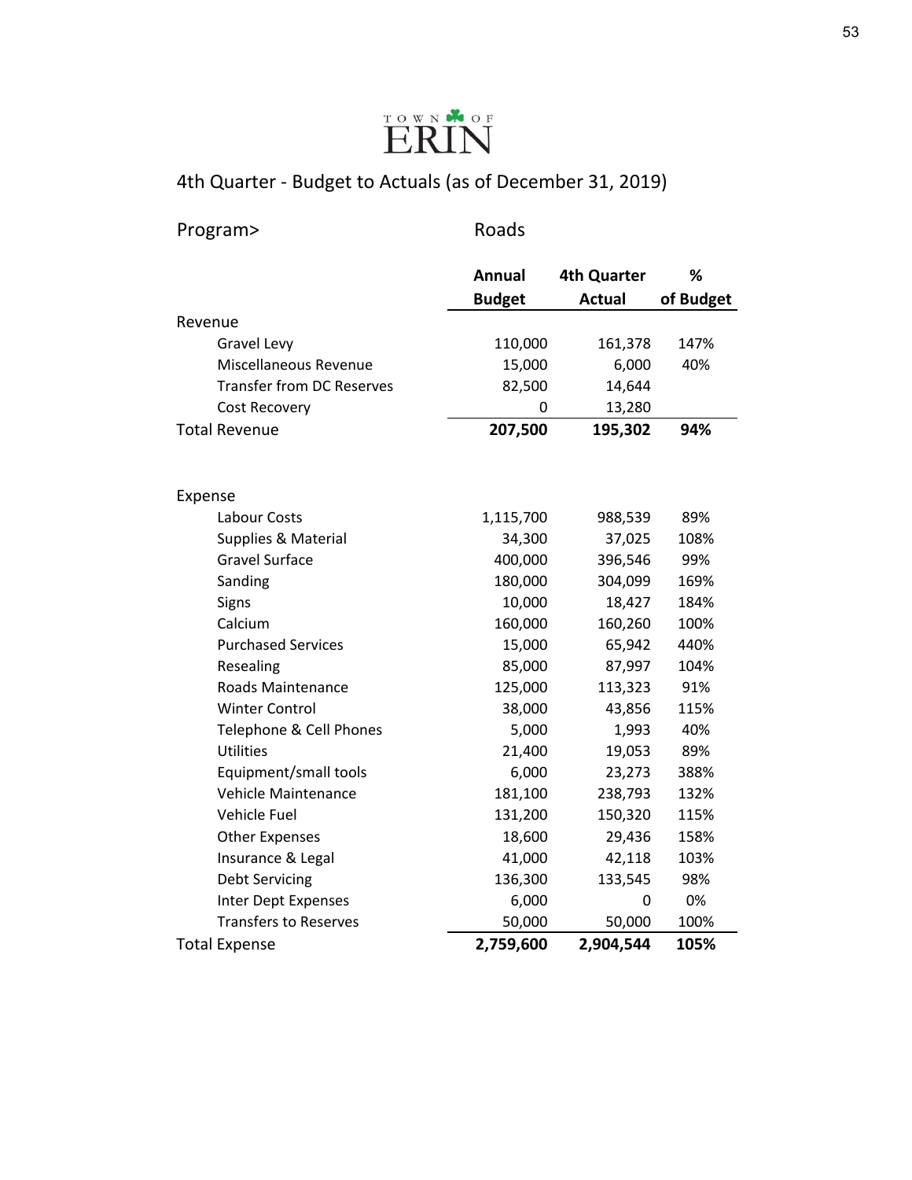TOWN OF ERIN

# 4th Quarter - Budget to Actuals (as of December 31, 2019)

Program> Roads

| | Annual Budget | 4th Quarter Actual | % of Budget |
|---|---|---|---|
| Revenue | | | |
| Gravel Levy | 110,000 | 161,378 | 147% |
| Miscellaneous Revenue | 15,000 | 6,000 | 40% |
| Transfer from DC Reserves | 82,500 | 14,644 | |
| Cost Recovery | 0 | 13,280 | |
| **Total Revenue** | **207,500** | **195,302** | **94%** |
| | | | |
| Expense | | | |
| Labour Costs | 1,115,700 | 988,539 | 89% |
| Supplies & Material | 34,300 | 37,025 | 108% |
| Gravel Surface | 400,000 | 396,546 | 99% |
| Sanding | 180,000 | 304,099 | 169% |
| Signs | 10,000 | 18,427 | 184% |
| Calcium | 160,000 | 160,260 | 100% |
| Purchased Services | 15,000 | 65,942 | 440% |
| Resealing | 85,000 | 87,997 | 104% |
| Roads Maintenance | 125,000 | 113,323 | 91% |
| Winter Control | 38,000 | 43,856 | 115% |
| Telephone & Cell Phones | 5,000 | 1,993 | 40% |
| Utilities | 21,400 | 19,053 | 89% |
| Equipment/small tools | 6,000 | 23,273 | 388% |
| Vehicle Maintenance | 181,100 | 238,793 | 132% |
| Vehicle Fuel | 131,200 | 150,320 | 115% |
| Other Expenses | 18,600 | 29,436 | 158% |
| Insurance & Legal | 41,000 | 42,118 | 103% |
| Debt Servicing | 136,300 | 133,545 | 98% |
| Inter Dept Expenses | 6,000 | 0 | 0% |
| Transfers to Reserves | 50,000 | 50,000 | 100% |
| **Total Expense** | **2,759,600** | **2,904,544** | **105%** |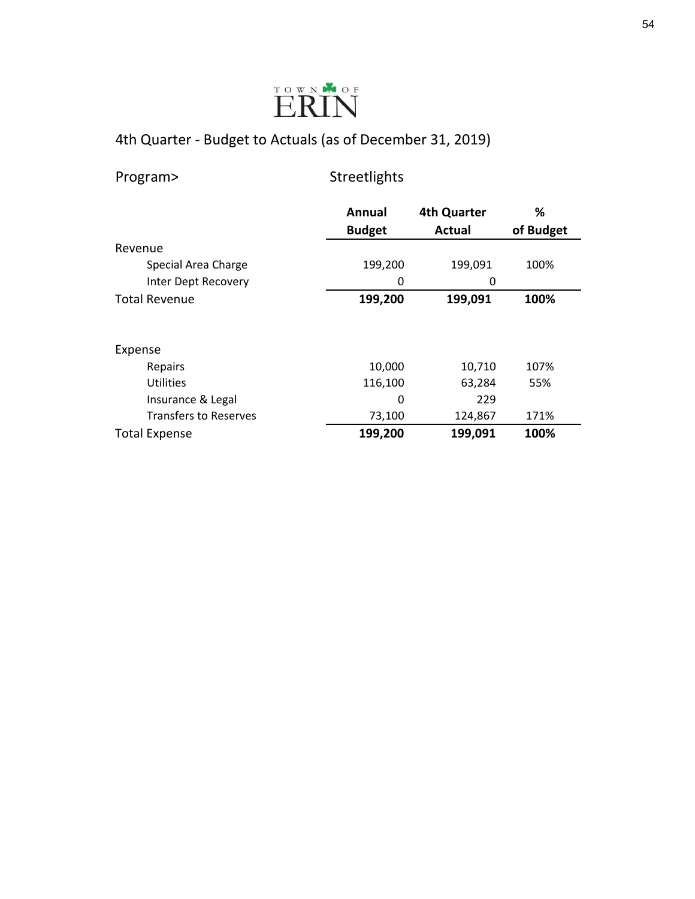TOWN OF ERIN

## 4th Quarter - Budget to Actuals (as of December 31, 2019)

Program> Streetlights

| | Annual Budget | 4th Quarter Actual | % of Budget |
|---|---|---|---|
| Revenue | | | |
| Special Area Charge | 199,200 | 199,091 | 100% |
| Inter Dept Recovery | 0 | 0 | |
| **Total Revenue** | **199,200** | **199,091** | **100%** |
| | | | |
| Expense | | | |
| Repairs | 10,000 | 10,710 | 107% |
| Utilities | 116,100 | 63,284 | 55% |
| Insurance & Legal | 0 | 229 | |
| Transfers to Reserves | 73,100 | 124,867 | 171% |
| **Total Expense** | **199,200** | **199,091** | **100%** |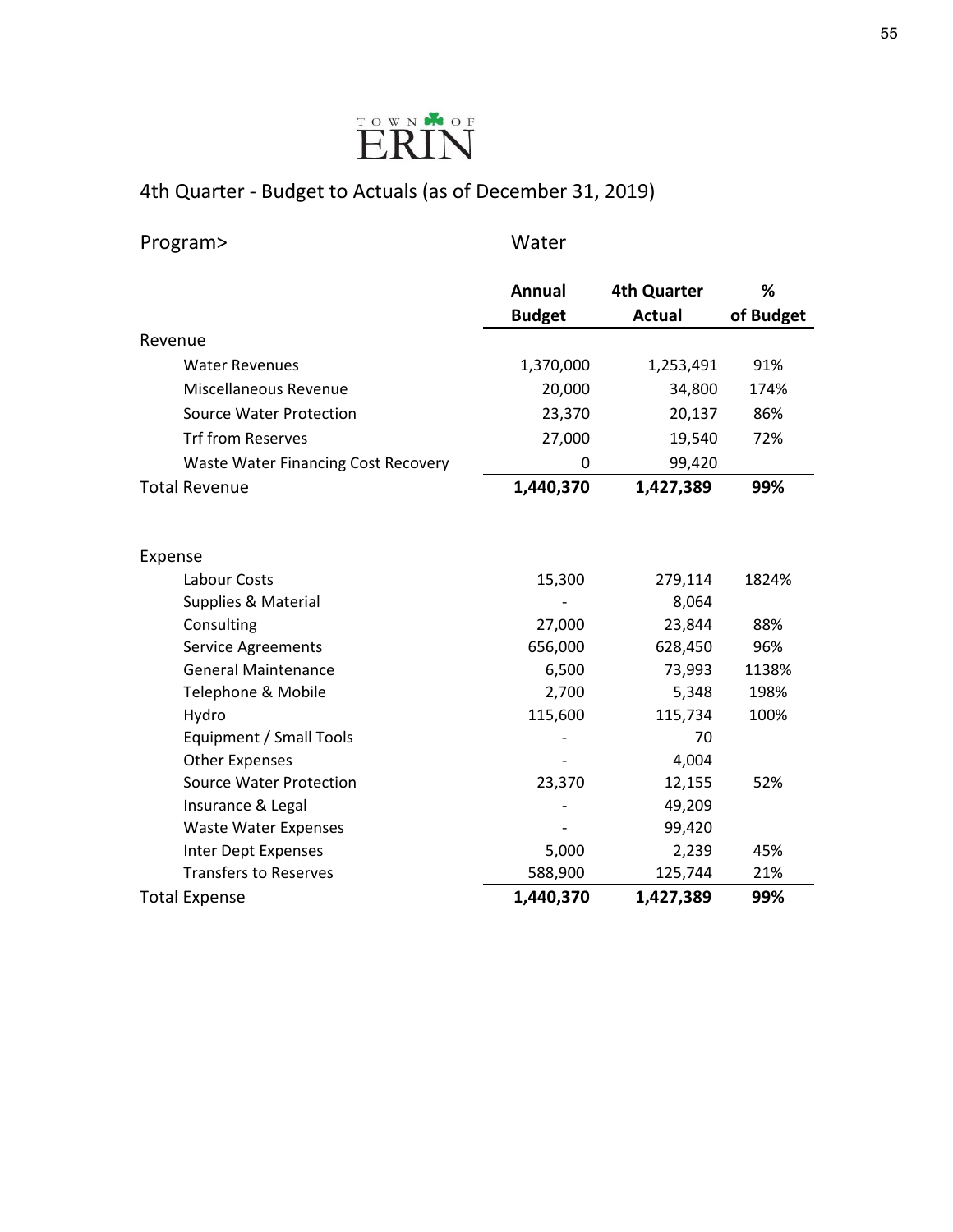TOWN OF ERIN

## 4th Quarter - Budget to Actuals (as of December 31, 2019)

Program> Water

| | Annual Budget | 4th Quarter Actual | % of Budget |
|---|---|---|---|
| Revenue | | | |
| Water Revenues | 1,370,000 | 1,253,491 | 91% |
| Miscellaneous Revenue | 20,000 | 34,800 | 174% |
| Source Water Protection | 23,370 | 20,137 | 86% |
| Trf from Reserves | 27,000 | 19,540 | 72% |
| Waste Water Financing Cost Recovery | 0 | 99,420 | |
| **Total Revenue** | **1,440,370** | **1,427,389** | **99%** |
| | | | |
| Expense | | | |
| Labour Costs | 15,300 | 279,114 | 1824% |
| Supplies & Material | - | 8,064 | |
| Consulting | 27,000 | 23,844 | 88% |
| Service Agreements | 656,000 | 628,450 | 96% |
| General Maintenance | 6,500 | 73,993 | 1138% |
| Telephone & Mobile | 2,700 | 5,348 | 198% |
| Hydro | 115,600 | 115,734 | 100% |
| Equipment / Small Tools | - | 70 | |
| Other Expenses | - | 4,004 | |
| Source Water Protection | 23,370 | 12,155 | 52% |
| Insurance & Legal | - | 49,209 | |
| Waste Water Expenses | - | 99,420 | |
| Inter Dept Expenses | 5,000 | 2,239 | 45% |
| Transfers to Reserves | 588,900 | 125,744 | 21% |
| **Total Expense** | **1,440,370** | **1,427,389** | **99%** |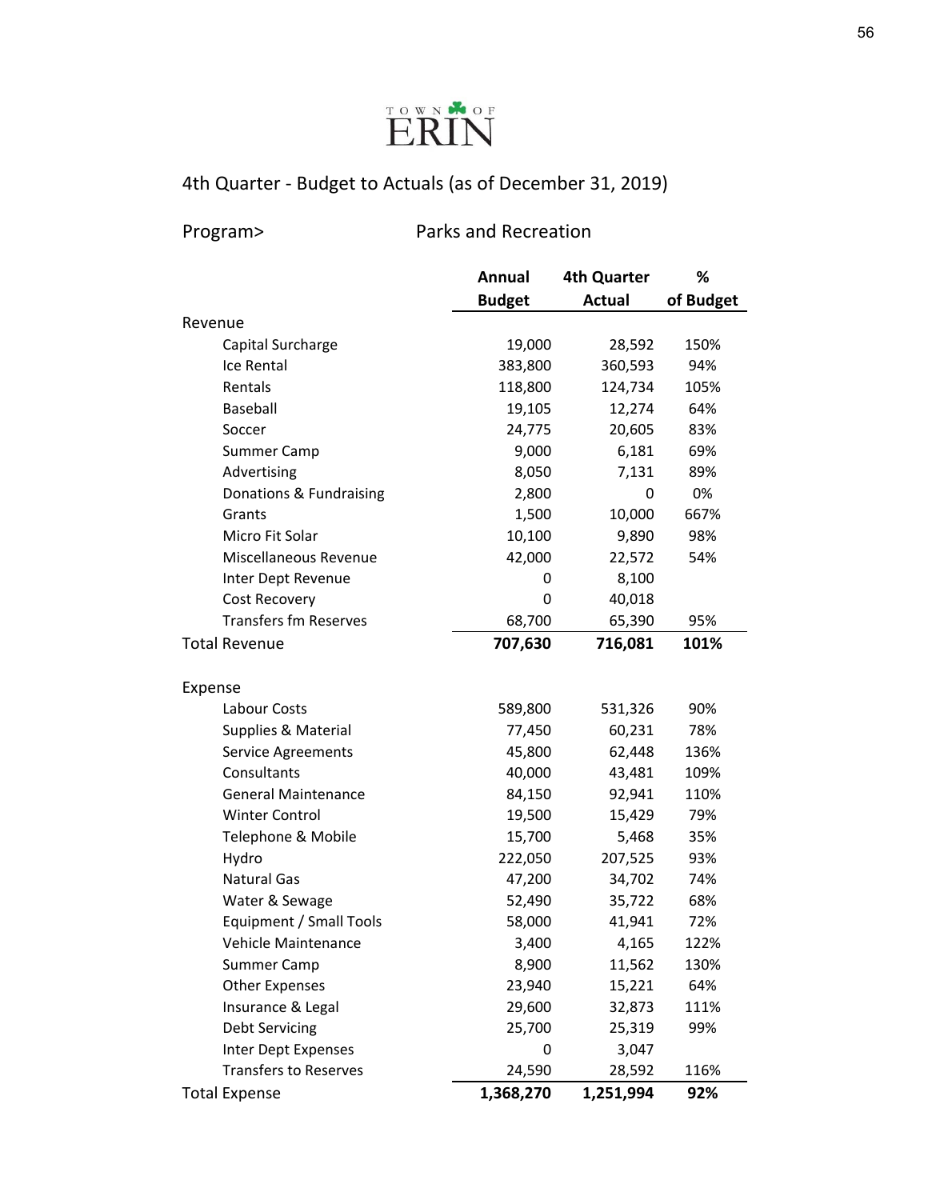TOWN OF ERIN

## 4th Quarter - Budget to Actuals (as of December 31, 2019)

Program> Parks and Recreation

| | Annual Budget | 4th Quarter Actual | % of Budget |
|---|---|---|---|
| Revenue | | | |
| Capital Surcharge | 19,000 | 28,592 | 150% |
| Ice Rental | 383,800 | 360,593 | 94% |
| Rentals | 118,800 | 124,734 | 105% |
| Baseball | 19,105 | 12,274 | 64% |
| Soccer | 24,775 | 20,605 | 83% |
| Summer Camp | 9,000 | 6,181 | 69% |
| Advertising | 8,050 | 7,131 | 89% |
| Donations & Fundraising | 2,800 | 0 | 0% |
| Grants | 1,500 | 10,000 | 667% |
| Micro Fit Solar | 10,100 | 9,890 | 98% |
| Miscellaneous Revenue | 42,000 | 22,572 | 54% |
| Inter Dept Revenue | 0 | 8,100 | |
| Cost Recovery | 0 | 40,018 | |
| Transfers fm Reserves | 68,700 | 65,390 | 95% |
| **Total Revenue** | **707,630** | **716,081** | **101%** |
| Expense | | | |
| Labour Costs | 589,800 | 531,326 | 90% |
| Supplies & Material | 77,450 | 60,231 | 78% |
| Service Agreements | 45,800 | 62,448 | 136% |
| Consultants | 40,000 | 43,481 | 109% |
| General Maintenance | 84,150 | 92,941 | 110% |
| Winter Control | 19,500 | 15,429 | 79% |
| Telephone & Mobile | 15,700 | 5,468 | 35% |
| Hydro | 222,050 | 207,525 | 93% |
| Natural Gas | 47,200 | 34,702 | 74% |
| Water & Sewage | 52,490 | 35,722 | 68% |
| Equipment / Small Tools | 58,000 | 41,941 | 72% |
| Vehicle Maintenance | 3,400 | 4,165 | 122% |
| Summer Camp | 8,900 | 11,562 | 130% |
| Other Expenses | 23,940 | 15,221 | 64% |
| Insurance & Legal | 29,600 | 32,873 | 111% |
| Debt Servicing | 25,700 | 25,319 | 99% |
| Inter Dept Expenses | 0 | 3,047 | |
| Transfers to Reserves | 24,590 | 28,592 | 116% |
| **Total Expense** | **1,368,270** | **1,251,994** | **92%** |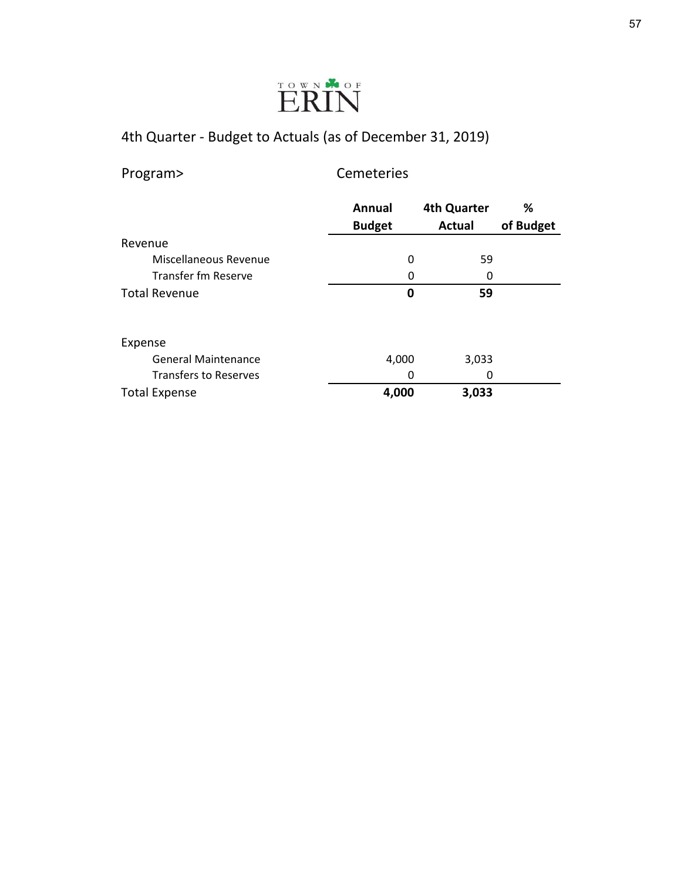TOWN OF ERIN

## 4th Quarter - Budget to Actuals (as of December 31, 2019)

Program> Cemeteries

| | Annual Budget | 4th Quarter Actual | % of Budget |
|---|---|---|---|
| Revenue | | | |
| Miscellaneous Revenue | 0 | 59 | |
| Transfer fm Reserve | 0 | 0 | |
| **Total Revenue** | **0** | **59** | |
| | | | |
| Expense | | | |
| General Maintenance | 4,000 | 3,033 | |
| Transfers to Reserves | 0 | 0 | |
| **Total Expense** | **4,000** | **3,033** | |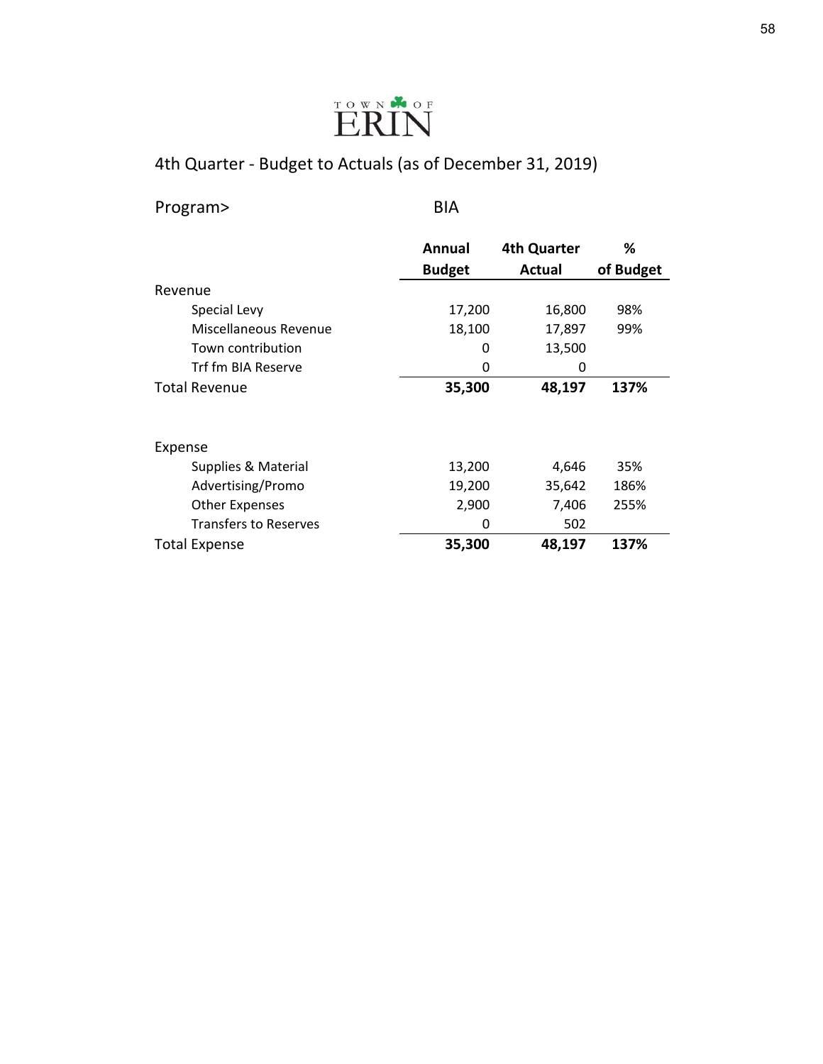TOWN OF ERIN

## 4th Quarter - Budget to Actuals (as of December 31, 2019)

Program> BIA

| | Annual Budget | 4th Quarter Actual | % of Budget |
|---|---|---|---|
| Revenue | | | |
| Special Levy | 17,200 | 16,800 | 98% |
| Miscellaneous Revenue | 18,100 | 17,897 | 99% |
| Town contribution | 0 | 13,500 | |
| Trf fm BIA Reserve | 0 | 0 | |
| **Total Revenue** | **35,300** | **48,197** | **137%** |
| | | | |
| Expense | | | |
| Supplies & Material | 13,200 | 4,646 | 35% |
| Advertising/Promo | 19,200 | 35,642 | 186% |
| Other Expenses | 2,900 | 7,406 | 255% |
| Transfers to Reserves | 0 | 502 | |
| **Total Expense** | **35,300** | **48,197** | **137%** |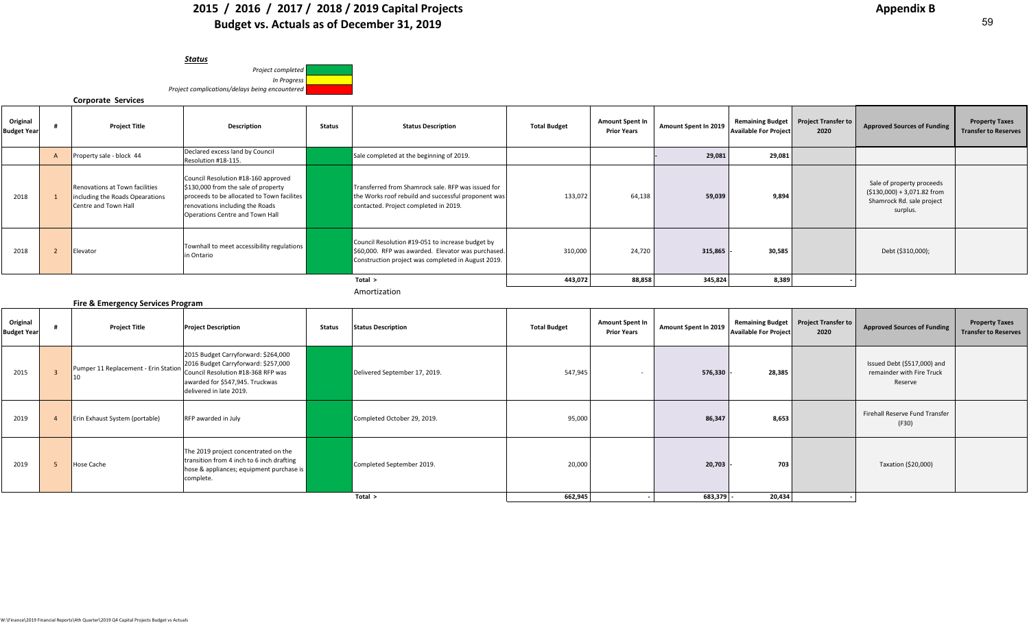# 2015 / 2016 / 2017 / 2018 / 2019 Capital Projects
## Budget vs. Actuals as of December 31, 2019

**Appendix B**

***Status***

*Project completed*
*In Progress*
*Project complications/delays being encountered*

**Corporate Services**

| Original Budget Year | # | Project Title | Description | Status | Status Description | Total Budget | Amount Spent In Prior Years | Amount Spent In 2019 | Remaining Budget Available For Project | Project Transfer to 2020 | Approved Sources of Funding | Property Taxes Transfer to Reserves |
|---|---|---|---|---|---|---|---|---|---|---|---|---|
| | A | Property sale - block 44 | Declared excess land by Council Resolution #18-115. | | Sale completed at the beginning of 2019. | | | - 29,081 | 29,081 | | | |
| 2018 | 1 | Renovations at Town facilities including the Roads Opearations Centre and Town Hall | Council Resolution #18-160 approved $130,000 from the sale of property proceeds to be allocated to Town facilites renovations including the Roads Operations Centre and Town Hall | | Transferred from Shamrock sale. RFP was issued for the Works roof rebuild and successful proponent was contacted. Project completed in 2019. | 133,072 | 64,138 | 59,039 | 9,894 | | Sale of property proceeds ($130,000) + 3,071.82 from Shamrock Rd. sale project surplus. | |
| 2018 | 2 | Elevator | Townhall to meet accessibility regulations in Ontario | | Council Resolution #19-051 to increase budget by $60,000. RFP was awarded. Elevator was purchased. Construction project was completed in August 2019. | 310,000 | 24,720 | 315,865 | - 30,585 | | Debt ($310,000); | |
| | | | | | Total > | 443,072 | 88,858 | 345,824 | 8,389 | - | | |

Amortization

**Fire & Emergency Services Program**

| Original Budget Year | # | Project Title | Project Description | Status | Status Description | Total Budget | Amount Spent In Prior Years | Amount Spent In 2019 | Remaining Budget Available For Project | Project Transfer to 2020 | Approved Sources of Funding | Property Taxes Transfer to Reserves |
|---|---|---|---|---|---|---|---|---|---|---|---|---|
| 2015 | 3 | Pumper 11 Replacement - Erin Station 10 | 2015 Budget Carryforward: $264,000 2016 Budget Carryforward: $257,000 Council Resolution #18-368 RFP was awarded for $547,945. Truckwas delivered in late 2019. | | Delivered September 17, 2019. | 547,945 | - | 576,330 | - 28,385 | | Issued Debt ($517,000) and remainder with Fire Truck Reserve | |
| 2019 | 4 | Erin Exhaust System (portable) | RFP awarded in July | | Completed October 29, 2019. | 95,000 | | 86,347 | 8,653 | | Firehall Reserve Fund Transfer (F30) | |
| 2019 | 5 | Hose Cache | The 2019 project concentrated on the transition from 4 inch to 6 inch drafting hose & appliances; equipment purchase is complete. | | Completed September 2019. | 20,000 | | 20,703 | - 703 | | Taxation ($20,000) | |
| | | | | | Total > | 662,945 | - | 683,379 | - 20,434 | - | | |

W:\Finance\2019 Financial Reports\4th Quarter\2019 Q4 Capital Projects Budget vs Actuals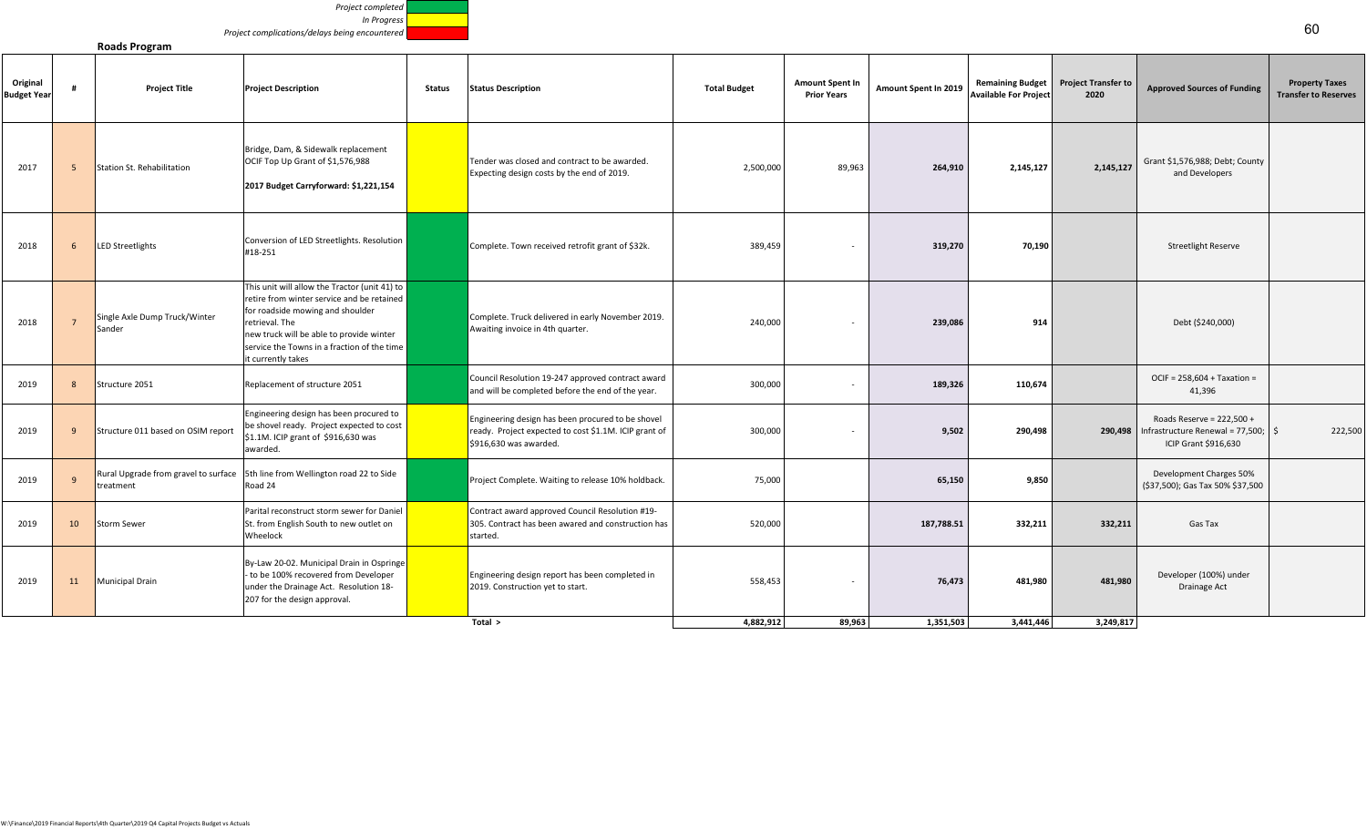Project completed
In Progress
Project complications/delays being encountered

## Roads Program

| Original Budget Year | # | Project Title | Project Description | Status | Status Description | Total Budget | Amount Spent In Prior Years | Amount Spent In 2019 | Remaining Budget Available For Project | Project Transfer to 2020 | Approved Sources of Funding | Property Taxes Transfer to Reserves |
|---|---|---|---|---|---|---|---|---|---|---|---|---|
| 2017 | 5 | Station St. Rehabilitation | Bridge, Dam, & Sidewalk replacement OCIF Top Up Grant of $1,576,988 **2017 Budget Carryforward: $1,221,154** | | Tender was closed and contract to be awarded. Expecting design costs by the end of 2019. | 2,500,000 | 89,963 | 264,910 | 2,145,127 | 2,145,127 | Grant $1,576,988; Debt; County and Developers | |
| 2018 | 6 | LED Streetlights | Conversion of LED Streetlights. Resolution #18-251 | | Complete. Town received retrofit grant of $32k. | 389,459 | - | 319,270 | 70,190 | | Streetlight Reserve | |
| 2018 | 7 | Single Axle Dump Truck/Winter Sander | This unit will allow the Tractor (unit 41) to retire from winter service and be retained for roadside mowing and shoulder retrieval. The new truck will be able to provide winter service the Towns in a fraction of the time it currently takes | | Complete. Truck delivered in early November 2019. Awaiting invoice in 4th quarter. | 240,000 | - | 239,086 | 914 | | Debt ($240,000) | |
| 2019 | 8 | Structure 2051 | Replacement of structure 2051 | | Council Resolution 19-247 approved contract award and will be completed before the end of the year. | 300,000 | - | 189,326 | 110,674 | | OCIF = 258,604 + Taxation = 41,396 | |
| 2019 | 9 | Structure 011 based on OSIM report | Engineering design has been procured to be shovel ready. Project expected to cost $1.1M. ICIP grant of $916,630 was awarded. | | Engineering design has been procured to be shovel ready. Project expected to cost $1.1M. ICIP grant of $916,630 was awarded. | 300,000 | - | 9,502 | 290,498 | 290,498 | Roads Reserve = 222,500 + Infrastructure Renewal = 77,500; ICIP Grant $916,630 | $ 222,500 |
| 2019 | 9 | Rural Upgrade from gravel to surface treatment | 5th line from Wellington road 22 to Side Road 24 | | Project Complete. Waiting to release 10% holdback. | 75,000 | | 65,150 | 9,850 | | Development Charges 50% ($37,500); Gas Tax 50% $37,500 | |
| 2019 | 10 | Storm Sewer | Parital reconstruct storm sewer for Daniel St. from English South to new outlet on Wheelock | | Contract award approved Council Resolution #19-305. Contract has been awared and construction has started. | 520,000 | | 187,788.51 | 332,211 | 332,211 | Gas Tax | |
| 2019 | 11 | Municipal Drain | By-Law 20-02. Municipal Drain in Ospringe - to be 100% recovered from Developer under the Drainage Act. Resolution 18-207 for the design approval. | | Engineering design report has been completed in 2019. Construction yet to start. | 558,453 | - | 76,473 | 481,980 | 481,980 | Developer (100%) under Drainage Act | |
| | | | | | Total > | 4,882,912 | 89,963 | 1,351,503 | 3,441,446 | 3,249,817 | | |

W:\Finance\2019 Financial Reports\4th Quarter\2019 Q4 Capital Projects Budget vs Actuals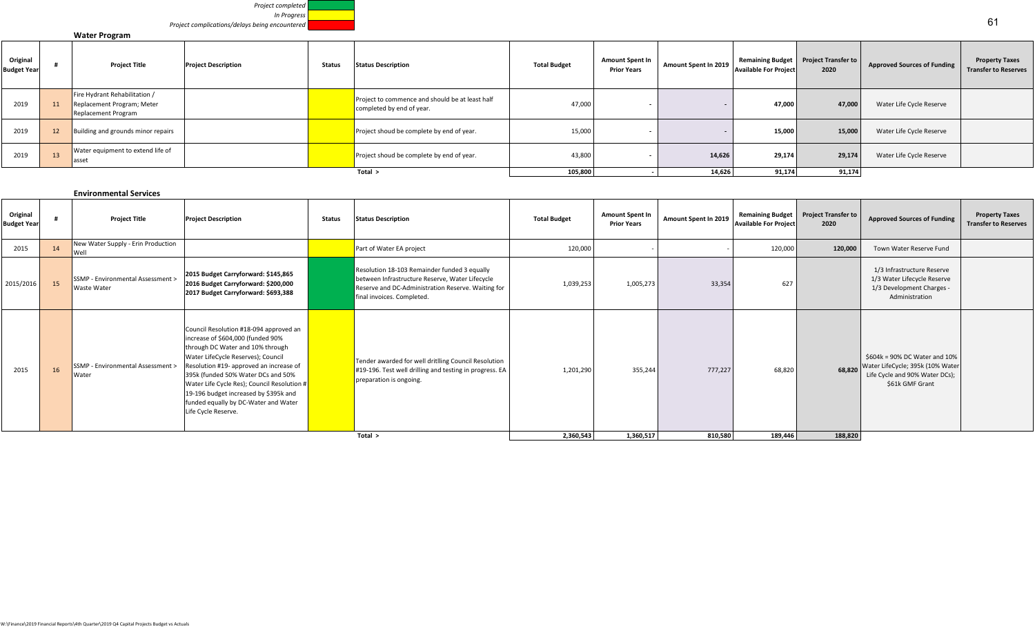*Project completed*
*In Progress*
*Project complications/delays being encountered*

## Water Program

| Original Budget Year | # | Project Title | Project Description | Status | Status Description | Total Budget | Amount Spent In Prior Years | Amount Spent In 2019 | Remaining Budget Available For Project | Project Transfer to 2020 | Approved Sources of Funding | Property Taxes Transfer to Reserves |
|---|---|---|---|---|---|---|---|---|---|---|---|---|
| 2019 | 11 | Fire Hydrant Rehabilitation / Replacement Program; Meter Replacement Program | | | Project to commence and should be at least half completed by end of year. | 47,000 | - | - | 47,000 | 47,000 | Water Life Cycle Reserve | |
| 2019 | 12 | Building and grounds minor repairs | | | Project shoud be complete by end of year. | 15,000 | - | - | 15,000 | 15,000 | Water Life Cycle Reserve | |
| 2019 | 13 | Water equipment to extend life of asset | | | Project shoud be complete by end of year. | 43,800 | - | 14,626 | 29,174 | 29,174 | Water Life Cycle Reserve | |
| | | | | | Total > | 105,800 | - | 14,626 | 91,174 | 91,174 | | |

## Environmental Services

| Original Budget Year | # | Project Title | Project Description | Status | Status Description | Total Budget | Amount Spent In Prior Years | Amount Spent In 2019 | Remaining Budget Available For Project | Project Transfer to 2020 | Approved Sources of Funding | Property Taxes Transfer to Reserves |
|---|---|---|---|---|---|---|---|---|---|---|---|---|
| 2015 | 14 | New Water Supply - Erin Production Well | | | Part of Water EA project | 120,000 | - | - | 120,000 | 120,000 | Town Water Reserve Fund | |
| 2015/2016 | 15 | SSMP - Environmental Assessment > Waste Water | **2015 Budget Carryforward: $145,865** **2016 Budget Carryforward: $200,000** **2017 Budget Carryforward: $693,388** | | Resolution 18-103 Remainder funded 3 equally between Infrastructure Reserve, Water Lifecycle Reserve and DC-Administration Reserve. Waiting for final invoices. Completed. | 1,039,253 | 1,005,273 | 33,354 | 627 | | 1/3 Infrastructure Reserve 1/3 Water Lifecycle Reserve 1/3 Development Charges - Administration | |
| 2015 | 16 | SSMP - Environmental Assessment > Water | Council Resolution #18-094 approved an increase of $604,000 (funded 90% through DC Water and 10% through Water LifeCycle Reserves); Council Resolution #19- approved an increase of 395k (funded 50% Water DCs and 50% Water Life Cycle Res); Council Resolution # 19-196 budget increased by $395k and funded equally by DC-Water and Water Life Cycle Reserve. | | Tender awarded for well dritlling Council Resolution #19-196. Test well drilling and testing in progress. EA preparation is ongoing. | 1,201,290 | 355,244 | 777,227 | 68,820 | 68,820 | $604k = 90% DC Water and 10% Water LifeCycle; 395k (10% Water Life Cycle and 90% Water DCs); $61k GMF Grant | |
| | | | | | Total > | 2,360,543 | 1,360,517 | 810,580 | 189,446 | 188,820 | | |

W:\Finance\2019 Financial Reports\4th Quarter\2019 Q4 Capital Projects Budget vs Actuals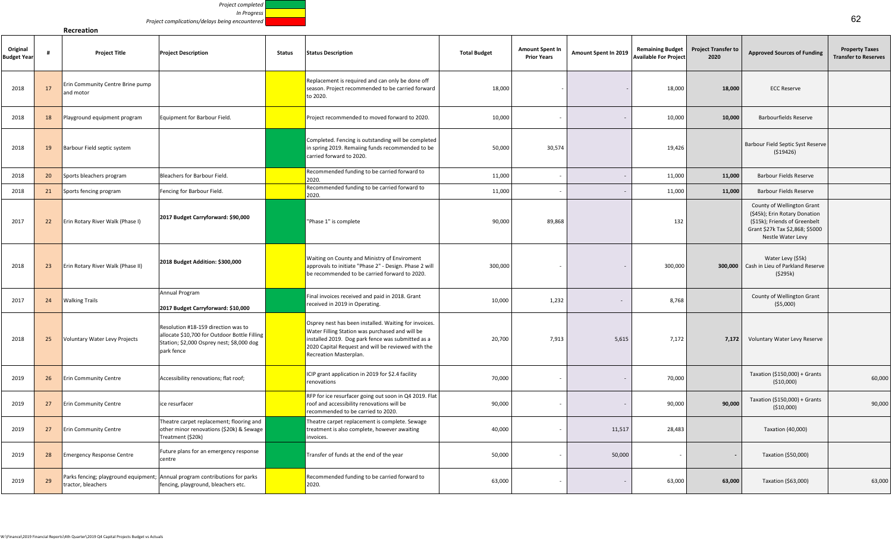*Project completed*
*In Progress*
*Project complications/delays being encountered*

## Recreation

| Original Budget Year | # | Project Title | Project Description | Status | Status Description | Total Budget | Amount Spent In Prior Years | Amount Spent In 2019 | Remaining Budget Available For Project | Project Transfer to 2020 | Approved Sources of Funding | Property Taxes Transfer to Reserves |
|---|---|---|---|---|---|---|---|---|---|---|---|---|
| 2018 | 17 | Erin Community Centre Brine pump and motor | | | Replacement is required and can only be done off season. Project recommended to be carried forward to 2020. | 18,000 | - | - | 18,000 | **18,000** | ECC Reserve | |
| 2018 | 18 | Playground equipment program | Equipment for Barbour Field. | | Project recommended to moved forward to 2020. | 10,000 | - | - | 10,000 | **10,000** | Barbourfields Reserve | |
| 2018 | 19 | Barbour Field septic system | | | Completed. Fencing is outstanding will be completed in spring 2019. Remaiing funds recommended to be carried forward to 2020. | 50,000 | 30,574 | | 19,426 | | Barbour Field Septic Syst Reserve ($19426) | |
| 2018 | 20 | Sports bleachers program | Bleachers for Barbour Field. | | Recommended funding to be carried forward to 2020. | 11,000 | - | - | 11,000 | **11,000** | Barbour Fields Reserve | |
| 2018 | 21 | Sports fencing program | Fencing for Barbour Field. | | Recommended funding to be carried forward to 2020. | 11,000 | - | - | 11,000 | **11,000** | Barbour Fields Reserve | |
| 2017 | 22 | Erin Rotary River Walk (Phase I) | **2017 Budget Carryforward: $90,000** | | "Phase 1" is complete | 90,000 | 89,868 | | 132 | | County of Wellington Grant ($45k); Erin Rotary Donation ($15k); Friends of Greenbelt Grant $27k Tax $2,868; $5000 Nestle Water Levy | |
| 2018 | 23 | Erin Rotary River Walk (Phase II) | **2018 Budget Addition: $300,000** | | Waiting on County and Ministry of Enviroment approvals to initiate "Phase 2" - Design. Phase 2 will be recommended to be carried forward to 2020. | 300,000 | - | - | 300,000 | **300,000** | Water Levy ($5k) Cash in Lieu of Parkland Reserve ($295k) | |
| 2017 | 24 | Walking Trails | Annual Program **2017 Budget Carryforward: $10,000** | | Final invoices received and paid in 2018. Grant received in 2019 in Operating. | 10,000 | 1,232 | - | 8,768 | | County of Wellington Grant ($5,000) | |
| 2018 | 25 | Voluntary Water Levy Projects | Resolution #18-159 direction was to allocate $10,700 for Outdoor Bottle Filling Station; $2,000 Osprey nest; $8,000 dog park fence | | Osprey nest has been installed. Waiting for invoices. Water Filling Station was purchased and will be installed 2019. Dog park fence was submitted as a 2020 Capital Request and will be reviewed with the Recreation Masterplan. | 20,700 | 7,913 | 5,615 | 7,172 | **7,172** | Voluntary Water Levy Reserve | |
| 2019 | 26 | Erin Community Centre | Accessibility renovations; flat roof; | | ICIP grant application in 2019 for $2.4 facility renovations | 70,000 | - | - | 70,000 | | Taxation ($150,000) + Grants ($10,000) | 60,000 |
| 2019 | 27 | Erin Community Centre | ice resurfacer | | RFP for ice resurfacer going out soon in Q4 2019. Flat roof and accessibility renovations will be recommended to be carried to 2020. | 90,000 | - | - | 90,000 | **90,000** | Taxation ($150,000) + Grants ($10,000) | 90,000 |
| 2019 | 27 | Erin Community Centre | Theatre carpet replacement; flooring and other minor renovations ($20k) & Sewage Treatment ($20k) | | Theatre carpet replacement is complete. Sewage treatment is also complete, however awaiting invoices. | 40,000 | - | 11,517 | 28,483 | | Taxation (40,000) | |
| 2019 | 28 | Emergency Response Centre | Future plans for an emergency response centre | | Transfer of funds at the end of the year | 50,000 | - | 50,000 | - | **-** | Taxation ($50,000) | |
| 2019 | 29 | Parks fencing; playground equipment; tractor, bleachers | Annual program contributions for parks fencing, playground, bleachers etc. | | Recommended funding to be carried forward to 2020. | 63,000 | - | - | 63,000 | **63,000** | Taxation ($63,000) | 63,000 |

W:\Finance\2019 Financial Reports\4th Quarter\2019 Q4 Capital Projects Budget vs Actuals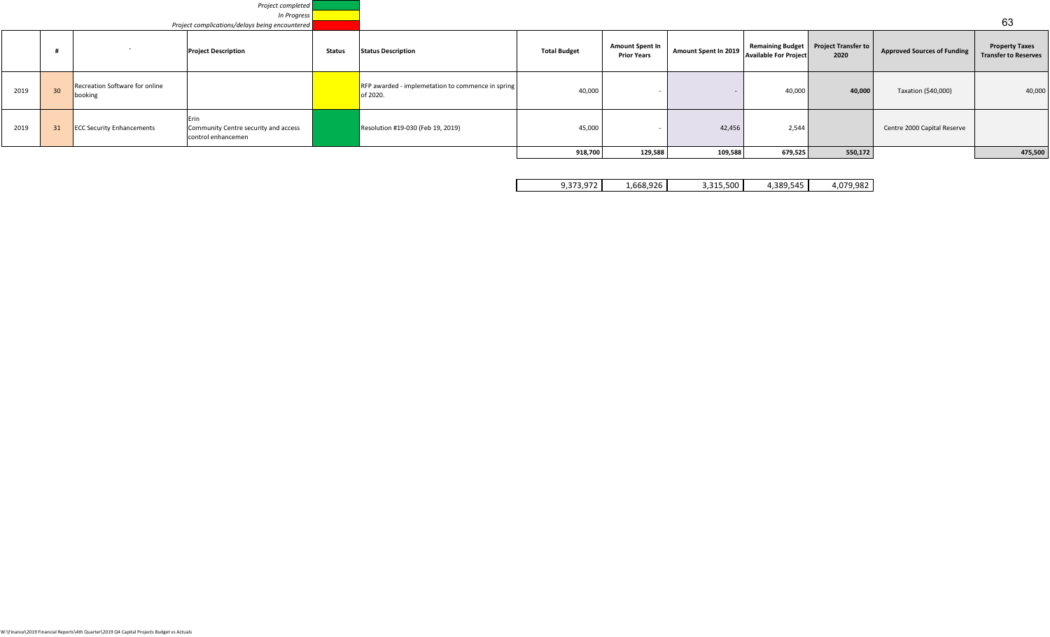*Project completed*
*In Progress*
*Project complications/delays being encountered*

| | # | ` | Project Description | Status | Status Description | Total Budget | Amount Spent In Prior Years | Amount Spent In 2019 | Remaining Budget Available For Project | Project Transfer to 2020 | Approved Sources of Funding | Property Taxes Transfer to Reserves |
|---|---|---|---|---|---|---|---|---|---|---|---|---|
| 2019 | 30 | Recreation Software for online booking | | | RFP awarded - impleme­tation to commence in spring of 2020. | 40,000 | - | - | 40,000 | **40,000** | Taxation ($40,000) | 40,000 |
| 2019 | 31 | ECC Security Enhancements | Erin Community Centre security and access control enhancemen | | Resolution #19-030 (Feb 19, 2019) | 45,000 | - | 42,456 | 2,544 | | Centre 2000 Capital Reserve | |
| | | | | | | **918,700** | **129,588** | **109,588** | **679,525** | **550,172** | | **475,500** |
| | | | | | | 9,373,972 | 1,668,926 | 3,315,500 | 4,389,545 | 4,079,982 | | |

W:\Finance\2019 Financial Reports\4th Quarter\2019 Q4 Capital Projects Budget vs Actuals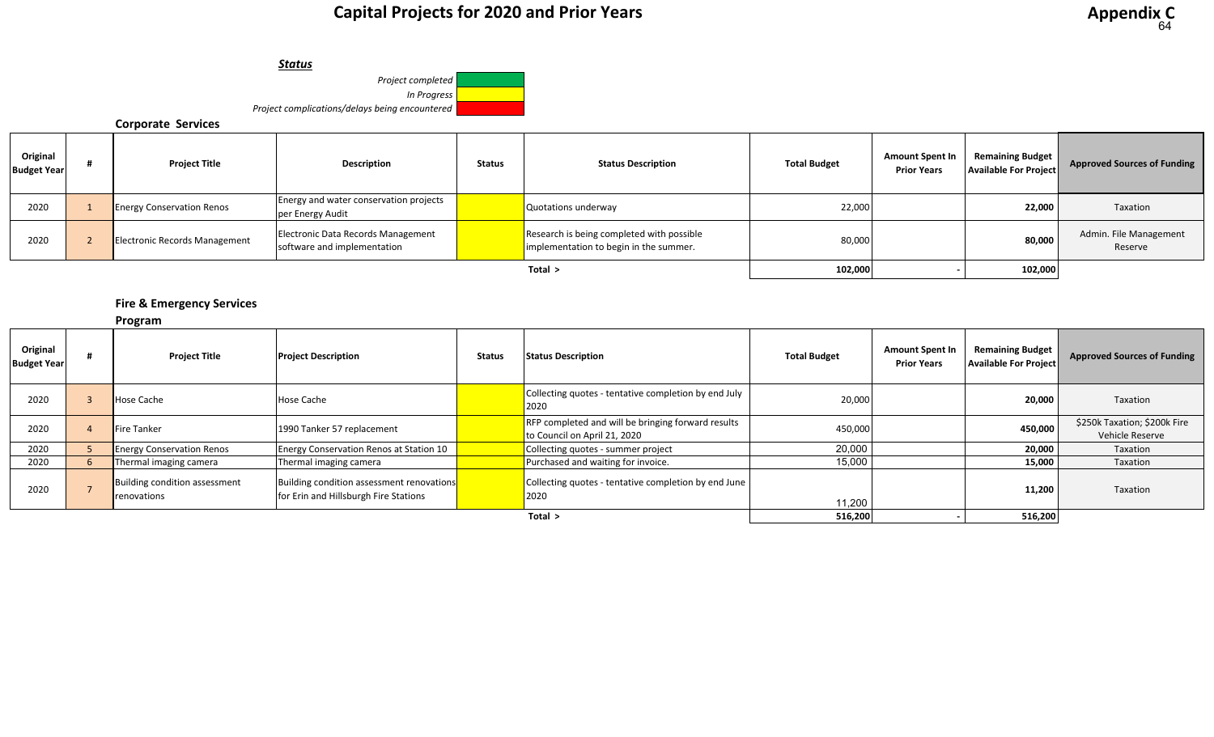# Capital Projects for 2020 and Prior Years

**Appendix C**

***Status***

| Status | Color |
|---|---|
| *Project completed* | Green |
| *In Progress* | Yellow |
| *Project complications/delays being encountered* | Red |

### Corporate Services

| Original Budget Year | # | Project Title | Description | Status | Status Description | Total Budget | Amount Spent In Prior Years | Remaining Budget Available For Project | Approved Sources of Funding |
|---|---|---|---|---|---|---|---|---|---|
| 2020 | 1 | Energy Conservation Renos | Energy and water conservation projects per Energy Audit | In Progress | Quotations underway | 22,000 | | **22,000** | Taxation |
| 2020 | 2 | Electronic Records Management | Electronic Data Records Management software and implementation | In Progress | Research is being completed with possible implementation to begin in the summer. | 80,000 | | **80,000** | Admin. File Management Reserve |
| | | | | | **Total >** | **102,000** | **-** | **102,000** | |

### Fire & Emergency Services

**Program**

| Original Budget Year | # | Project Title | Project Description | Status | Status Description | Total Budget | Amount Spent In Prior Years | Remaining Budget Available For Project | Approved Sources of Funding |
|---|---|---|---|---|---|---|---|---|---|
| 2020 | 3 | Hose Cache | Hose Cache | In Progress | Collecting quotes - tentative completion by end July 2020 | 20,000 | | **20,000** | Taxation |
| 2020 | 4 | Fire Tanker | 1990 Tanker 57 replacement | In Progress | RFP completed and will be bringing forward results to Council on April 21, 2020 | 450,000 | | **450,000** | $250k Taxation; $200k Fire Vehicle Reserve |
| 2020 | 5 | Energy Conservation Renos | Energy Conservation Renos at Station 10 | In Progress | Collecting quotes - summer project | 20,000 | | **20,000** | Taxation |
| 2020 | 6 | Thermal imaging camera | Thermal imaging camera | In Progress | Purchased and waiting for invoice. | 15,000 | | **15,000** | Taxation |
| 2020 | 7 | Building condition assessment renovations | Building condition assessment renovations for Erin and Hillsburgh Fire Stations | In Progress | Collecting quotes - tentative completion by end June 2020 | 11,200 | | **11,200** | Taxation |
| | | | | | **Total >** | **516,200** | **-** | **516,200** | |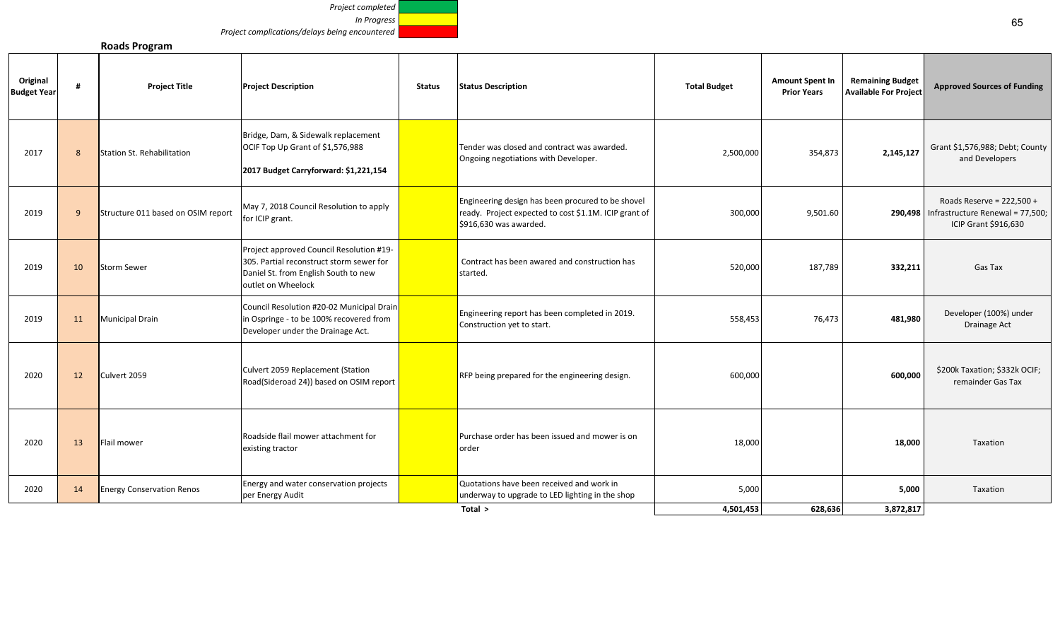Project completed
In Progress
Project complications/delays being encountered

## Roads Program

| Original Budget Year | # | Project Title | Project Description | Status | Status Description | Total Budget | Amount Spent In Prior Years | Remaining Budget Available For Project | Approved Sources of Funding |
|---|---|---|---|---|---|---|---|---|---|
| 2017 | 8 | Station St. Rehabilitation | Bridge, Dam, & Sidewalk replacement OCIF Top Up Grant of $1,576,988 **2017 Budget Carryforward: $1,221,154** | | Tender was closed and contract was awarded. Ongoing negotiations with Developer. | 2,500,000 | 354,873 | **2,145,127** | Grant $1,576,988; Debt; County and Developers |
| 2019 | 9 | Structure 011 based on OSIM report | May 7, 2018 Council Resolution to apply for ICIP grant. | | Engineering design has been procured to be shovel ready. Project expected to cost $1.1M. ICIP grant of $916,630 was awarded. | 300,000 | 9,501.60 | **290,498** | Roads Reserve = 222,500 + Infrastructure Renewal = 77,500; ICIP Grant $916,630 |
| 2019 | 10 | Storm Sewer | Project approved Council Resolution #19-305. Partial reconstruct storm sewer for Daniel St. from English South to new outlet on Wheelock | | Contract has been awared and construction has started. | 520,000 | 187,789 | **332,211** | Gas Tax |
| 2019 | 11 | Municipal Drain | Council Resolution #20-02 Municipal Drain in Ospringe - to be 100% recovered from Developer under the Drainage Act. | | Engineering report has been completed in 2019. Construction yet to start. | 558,453 | 76,473 | **481,980** | Developer (100%) under Drainage Act |
| 2020 | 12 | Culvert 2059 | Culvert 2059 Replacement (Station Road(Sideroad 24)) based on OSIM report | | RFP being prepared for the engineering design. | 600,000 | | **600,000** | $200k Taxation; $332k OCIF; remainder Gas Tax |
| 2020 | 13 | Flail mower | Roadside flail mower attachment for existing tractor | | Purchase order has been issued and mower is on order | 18,000 | | **18,000** | Taxation |
| 2020 | 14 | Energy Conservation Renos | Energy and water conservation projects per Energy Audit | | Quotations have been received and work in underway to upgrade to LED lighting in the shop | 5,000 | | **5,000** | Taxation |
| | | | | | **Total >** | **4,501,453** | **628,636** | **3,872,817** | |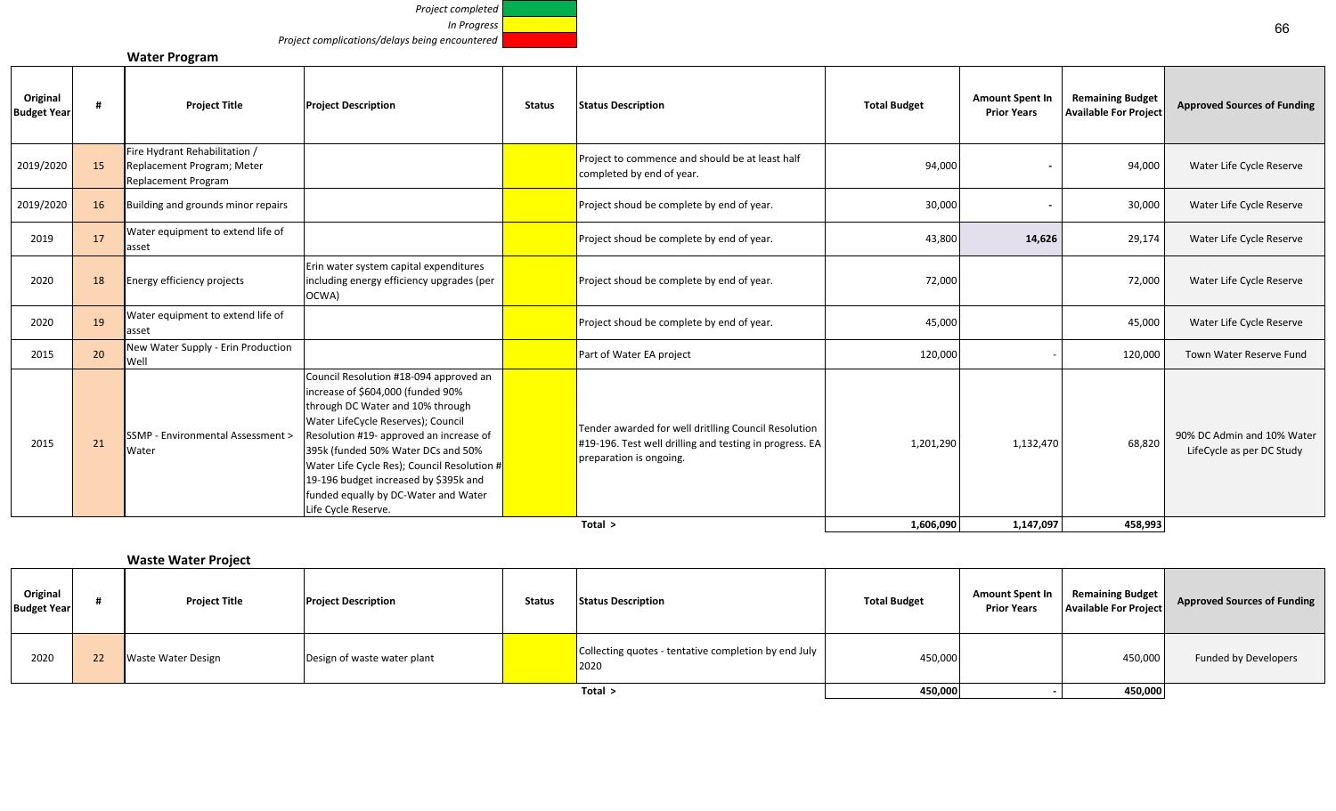*Project completed*
*In Progress*
*Project complications/delays being encountered*

**Water Program**

| Original Budget Year | # | Project Title | Project Description | Status | Status Description | Total Budget | Amount Spent In Prior Years | Remaining Budget Available For Project | Approved Sources of Funding |
|---|---|---|---|---|---|---|---|---|---|
| 2019/2020 | 15 | Fire Hydrant Rehabilitation / Replacement Program; Meter Replacement Program | | | Project to commence and should be at least half completed by end of year. | 94,000 | - | 94,000 | Water Life Cycle Reserve |
| 2019/2020 | 16 | Building and grounds minor repairs | | | Project shoud be complete by end of year. | 30,000 | - | 30,000 | Water Life Cycle Reserve |
| 2019 | 17 | Water equipment to extend life of asset | | | Project shoud be complete by end of year. | 43,800 | **14,626** | 29,174 | Water Life Cycle Reserve |
| 2020 | 18 | Energy efficiency projects | Erin water system capital expenditures including energy efficiency upgrades (per OCWA) | | Project shoud be complete by end of year. | 72,000 | | 72,000 | Water Life Cycle Reserve |
| 2020 | 19 | Water equipment to extend life of asset | | | Project shoud be complete by end of year. | 45,000 | | 45,000 | Water Life Cycle Reserve |
| 2015 | 20 | New Water Supply - Erin Production Well | | | Part of Water EA project | 120,000 | - | 120,000 | Town Water Reserve Fund |
| 2015 | 21 | SSMP - Environmental Assessment > Water | Council Resolution #18-094 approved an increase of $604,000 (funded 90% through DC Water and 10% through Water LifeCycle Reserves); Council Resolution #19- approved an increase of 395k (funded 50% Water DCs and 50% Water Life Cycle Res); Council Resolution # 19-196 budget increased by $395k and funded equally by DC-Water and Water Life Cycle Reserve. | | Tender awarded for well dritlling Council Resolution #19-196. Test well drilling and testing in progress. EA preparation is ongoing. | 1,201,290 | 1,132,470 | 68,820 | 90% DC Admin and 10% Water LifeCycle as per DC Study |
| | | | | | **Total >** | **1,606,090** | **1,147,097** | **458,993** | |

**Waste Water Project**

| Original Budget Year | # | Project Title | Project Description | Status | Status Description | Total Budget | Amount Spent In Prior Years | Remaining Budget Available For Project | Approved Sources of Funding |
|---|---|---|---|---|---|---|---|---|---|
| 2020 | 22 | Waste Water Design | Design of waste water plant | | Collecting quotes - tentative completion by end July 2020 | 450,000 | | 450,000 | Funded by Developers |
| | | | | | **Total >** | **450,000** | **-** | **450,000** | |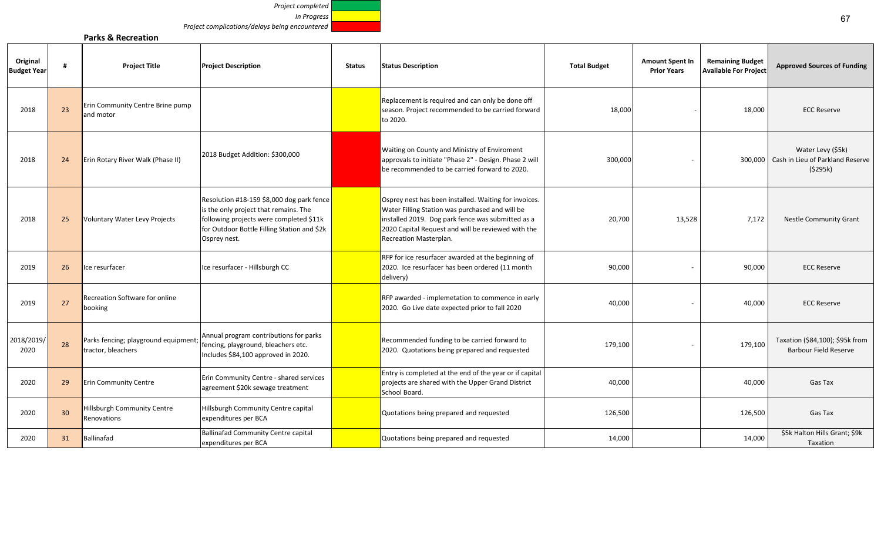*Project completed*
*In Progress*
*Project complications/delays being encountered*

**Parks & Recreation**

| Original Budget Year | # | Project Title | Project Description | Status | Status Description | Total Budget | Amount Spent In Prior Years | Remaining Budget Available For Project | Approved Sources of Funding |
|---|---|---|---|---|---|---|---|---|---|
| 2018 | 23 | Erin Community Centre Brine pump and motor | | | Replacement is required and can only be done off season. Project recommended to be carried forward to 2020. | 18,000 | - | 18,000 | ECC Reserve |
| 2018 | 24 | Erin Rotary River Walk (Phase II) | 2018 Budget Addition: $300,000 | | Waiting on County and Ministry of Enviroment approvals to initiate "Phase 2" - Design. Phase 2 will be recommended to be carried forward to 2020. | 300,000 | - | 300,000 | Water Levy ($5k) Cash in Lieu of Parkland Reserve ($295k) |
| 2018 | 25 | Voluntary Water Levy Projects | Resolution #18-159 $8,000 dog park fence is the only project that remains. The following projects were completed $11k for Outdoor Bottle Filling Station and $2k Osprey nest. | | Osprey nest has been installed. Waiting for invoices. Water Filling Station was purchased and will be installed 2019. Dog park fence was submitted as a 2020 Capital Request and will be reviewed with the Recreation Masterplan. | 20,700 | 13,528 | 7,172 | Nestle Community Grant |
| 2019 | 26 | Ice resurfacer | Ice resurfacer - Hillsburgh CC | | RFP for ice resurfacer awarded at the beginning of 2020. Ice resurfacer has been ordered (11 month delivery) | 90,000 | - | 90,000 | ECC Reserve |
| 2019 | 27 | Recreation Software for online booking | | | RFP awarded - implemetation to commence in early 2020. Go Live date expected prior to fall 2020 | 40,000 | - | 40,000 | ECC Reserve |
| 2018/2019/2020 | 28 | Parks fencing; playground equipment; tractor, bleachers | Annual program contributions for parks fencing, playground, bleachers etc. Includes $84,100 approved in 2020. | | Recommended funding to be carried forward to 2020. Quotations being prepared and requested | 179,100 | - | 179,100 | Taxation ($84,100); $95k from Barbour Field Reserve |
| 2020 | 29 | Erin Community Centre | Erin Community Centre - shared services agreement $20k sewage treatment | | Entry is completed at the end of the year or if capital projects are shared with the Upper Grand District School Board. | 40,000 | | 40,000 | Gas Tax |
| 2020 | 30 | Hillsburgh Community Centre Renovations | Hillsburgh Community Centre capital expenditures per BCA | | Quotations being prepared and requested | 126,500 | | 126,500 | Gas Tax |
| 2020 | 31 | Ballinafad | Ballinafad Community Centre capital expenditures per BCA | | Quotations being prepared and requested | 14,000 | | 14,000 | $5k Halton Hills Grant; $9k Taxation |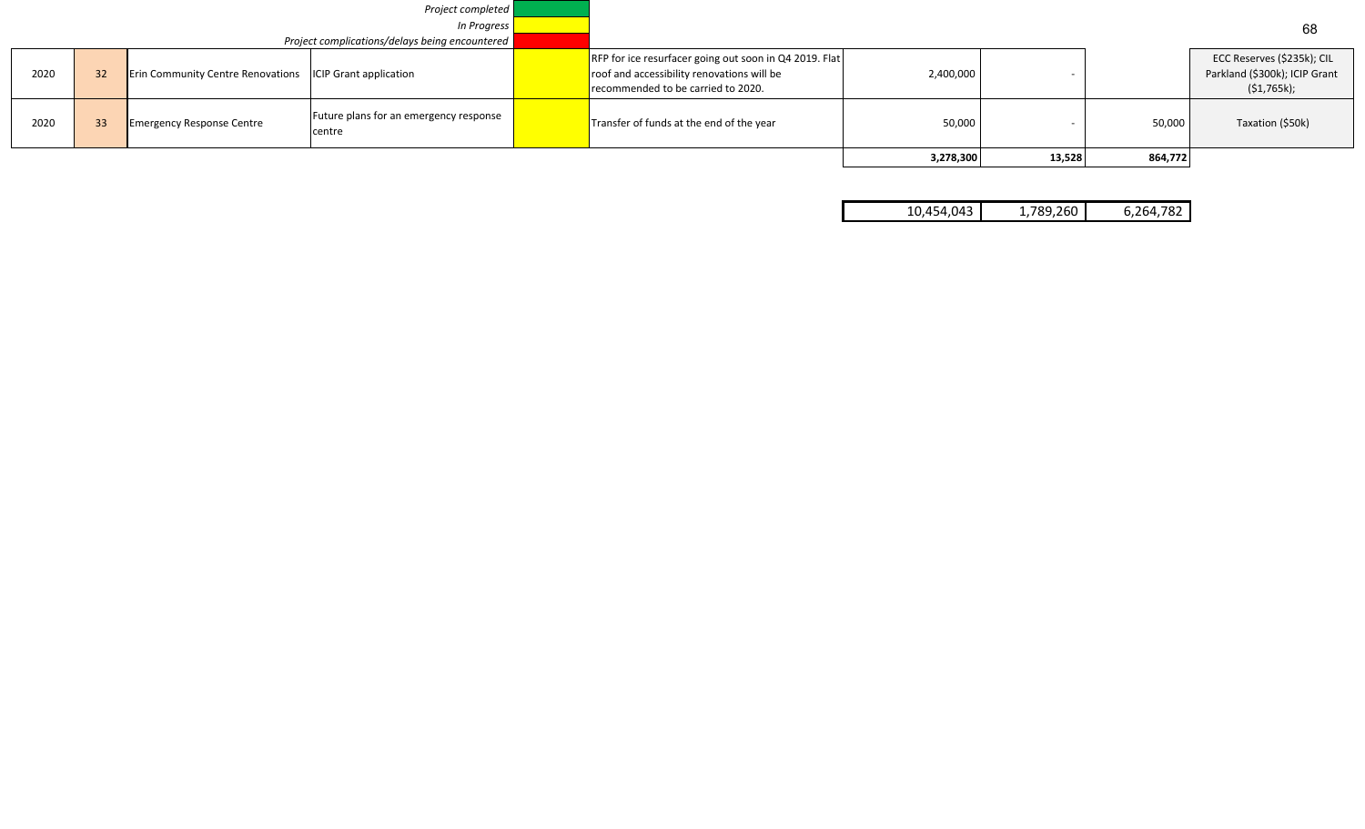| | |
|---|---|
| *Project completed* | |
| *In Progress* | |
| *Project complications/delays being encountered* | |

| | | | | | | | | | |
|---|---|---|---|---|---|---|---|---|---|
| 2020 | 32 | Erin Community Centre Renovations | ICIP Grant application | | RFP for ice resurfacer going out soon in Q4 2019. Flat roof and accessibility renovations will be recommended to be carried to 2020. | 2,400,000 | - | | ECC Reserves ($235k); CIL Parkland ($300k); ICIP Grant ($1,765k); |
| 2020 | 33 | Emergency Response Centre | Future plans for an emergency response centre | | Transfer of funds at the end of the year | 50,000 | - | 50,000 | Taxation ($50k) |
| | | | | | | **3,278,300** | **13,528** | **864,772** | |
| | | | | | | 10,454,043 | 1,789,260 | 6,264,782 | |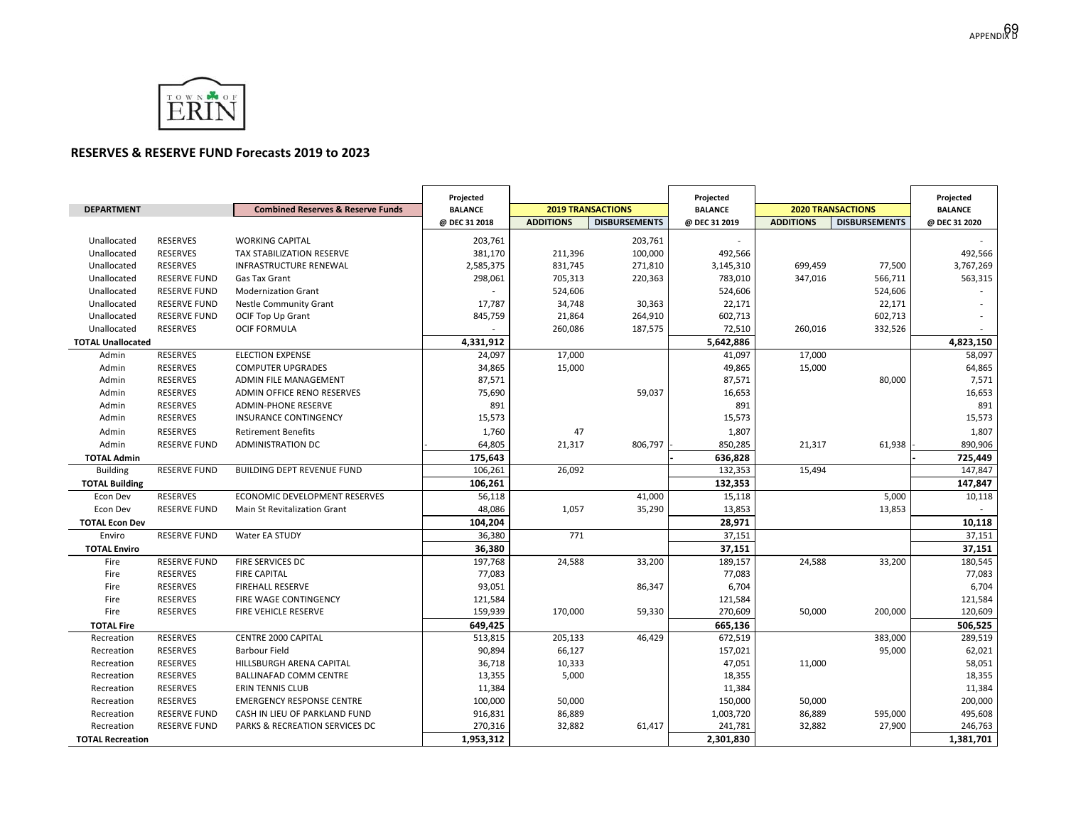TOWN OF ERIN

## RESERVES & RESERVE FUND Forecasts 2019 to 2023

| DEPARTMENT | | Combined Reserves & Reserve Funds | Projected BALANCE @ DEC 31 2018 | 2019 TRANSACTIONS | | Projected BALANCE @ DEC 31 2019 | 2020 TRANSACTIONS | | Projected BALANCE @ DEC 31 2020 |
|---|---|---|---|---|---|---|---|---|---|
| | | | | ADDITIONS | DISBURSEMENTS | | ADDITIONS | DISBURSEMENTS | |
| Unallocated | RESERVES | WORKING CAPITAL | 203,761 | | 203,761 | - | | | - |
| Unallocated | RESERVES | TAX STABILIZATION RESERVE | 381,170 | 211,396 | 100,000 | 492,566 | | | 492,566 |
| Unallocated | RESERVES | INFRASTRUCTURE RENEWAL | 2,585,375 | 831,745 | 271,810 | 3,145,310 | 699,459 | 77,500 | 3,767,269 |
| Unallocated | RESERVE FUND | Gas Tax Grant | 298,061 | 705,313 | 220,363 | 783,010 | 347,016 | 566,711 | 563,315 |
| Unallocated | RESERVE FUND | Modernization Grant | - | 524,606 | | 524,606 | | 524,606 | - |
| Unallocated | RESERVE FUND | Nestle Community Grant | 17,787 | 34,748 | 30,363 | 22,171 | | 22,171 | - |
| Unallocated | RESERVE FUND | OCIF Top Up Grant | 845,759 | 21,864 | 264,910 | 602,713 | | 602,713 | - |
| Unallocated | RESERVES | OCIF FORMULA | - | 260,086 | 187,575 | 72,510 | 260,016 | 332,526 | - |
| **TOTAL Unallocated** | | | **4,331,912** | | | **5,642,886** | | | **4,823,150** |
| Admin | RESERVES | ELECTION EXPENSE | 24,097 | 17,000 | | 41,097 | 17,000 | | 58,097 |
| Admin | RESERVES | COMPUTER UPGRADES | 34,865 | 15,000 | | 49,865 | 15,000 | | 64,865 |
| Admin | RESERVES | ADMIN FILE MANAGEMENT | 87,571 | | | 87,571 | | 80,000 | 7,571 |
| Admin | RESERVES | ADMIN OFFICE RENO RESERVES | 75,690 | | 59,037 | 16,653 | | | 16,653 |
| Admin | RESERVES | ADMIN-PHONE RESERVE | 891 | | | 891 | | | 891 |
| Admin | RESERVES | INSURANCE CONTINGENCY | 15,573 | | | 15,573 | | | 15,573 |
| Admin | RESERVES | Retirement Benefits | 1,760 | 47 | | 1,807 | | | 1,807 |
| Admin | RESERVE FUND | ADMINISTRATION DC | - 64,805 | 21,317 | 806,797 | - 850,285 | 21,317 | 61,938 | - 890,906 |
| **TOTAL Admin** | | | **175,643** | | | **- 636,828** | | | **- 725,449** |
| Building | RESERVE FUND | BUILDING DEPT REVENUE FUND | 106,261 | 26,092 | | 132,353 | 15,494 | | 147,847 |
| **TOTAL Building** | | | **106,261** | | | **132,353** | | | **147,847** |
| Econ Dev | RESERVES | ECONOMIC DEVELOPMENT RESERVES | 56,118 | | 41,000 | 15,118 | | 5,000 | 10,118 |
| Econ Dev | RESERVE FUND | Main St Revitalization Grant | 48,086 | 1,057 | 35,290 | 13,853 | | 13,853 | - |
| **TOTAL Econ Dev** | | | **104,204** | | | **28,971** | | | **10,118** |
| Enviro | RESERVE FUND | Water EA STUDY | 36,380 | 771 | | 37,151 | | | 37,151 |
| **TOTAL Enviro** | | | **36,380** | | | **37,151** | | | **37,151** |
| Fire | RESERVE FUND | FIRE SERVICES DC | 197,768 | 24,588 | 33,200 | 189,157 | 24,588 | 33,200 | 180,545 |
| Fire | RESERVES | FIRE CAPITAL | 77,083 | | | 77,083 | | | 77,083 |
| Fire | RESERVES | FIREHALL RESERVE | 93,051 | | 86,347 | 6,704 | | | 6,704 |
| Fire | RESERVES | FIRE WAGE CONTINGENCY | 121,584 | | | 121,584 | | | 121,584 |
| Fire | RESERVES | FIRE VEHICLE RESERVE | 159,939 | 170,000 | 59,330 | 270,609 | 50,000 | 200,000 | 120,609 |
| **TOTAL Fire** | | | **649,425** | | | **665,136** | | | **506,525** |
| Recreation | RESERVES | CENTRE 2000 CAPITAL | 513,815 | 205,133 | 46,429 | 672,519 | | 383,000 | 289,519 |
| Recreation | RESERVES | Barbour Field | 90,894 | 66,127 | | 157,021 | | 95,000 | 62,021 |
| Recreation | RESERVES | HILLSBURGH ARENA CAPITAL | 36,718 | 10,333 | | 47,051 | 11,000 | | 58,051 |
| Recreation | RESERVES | BALLINAFAD COMM CENTRE | 13,355 | 5,000 | | 18,355 | | | 18,355 |
| Recreation | RESERVES | ERIN TENNIS CLUB | 11,384 | | | 11,384 | | | 11,384 |
| Recreation | RESERVES | EMERGENCY RESPONSE CENTRE | 100,000 | 50,000 | | 150,000 | 50,000 | | 200,000 |
| Recreation | RESERVE FUND | CASH IN LIEU OF PARKLAND FUND | 916,831 | 86,889 | | 1,003,720 | 86,889 | 595,000 | 495,608 |
| Recreation | RESERVE FUND | PARKS & RECREATION SERVICES DC | 270,316 | 32,882 | 61,417 | 241,781 | 32,882 | 27,900 | 246,763 |
| **TOTAL Recreation** | | | **1,953,312** | | | **2,301,830** | | | **1,381,701** |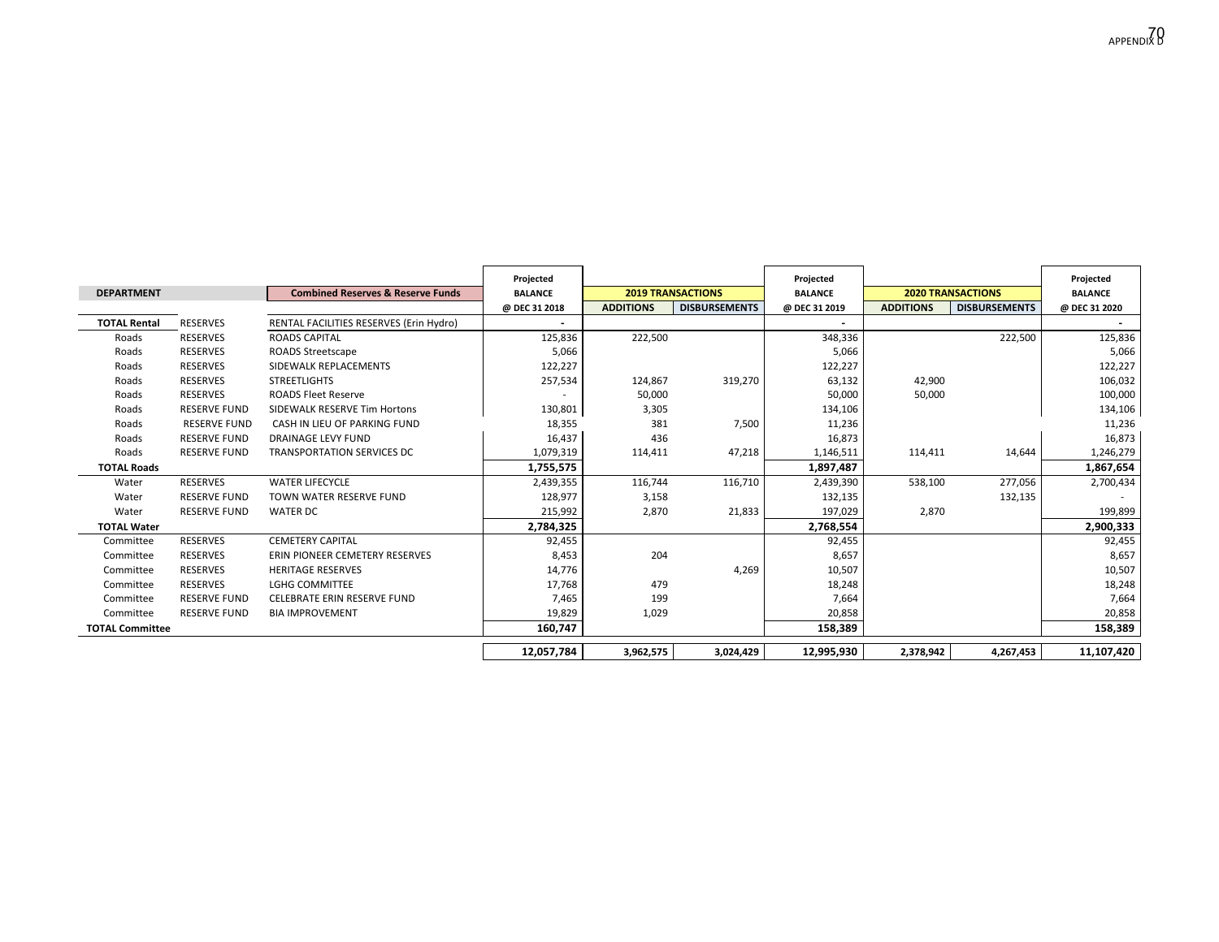APPENDIX D

| DEPARTMENT | | Combined Reserves & Reserve Funds | Projected BALANCE @ DEC 31 2018 | 2019 TRANSACTIONS | | Projected BALANCE @ DEC 31 2019 | 2020 TRANSACTIONS | | Projected BALANCE @ DEC 31 2020 |
|---|---|---|---|---|---|---|---|---|---|
| | | | | ADDITIONS | DISBURSEMENTS | | ADDITIONS | DISBURSEMENTS | |
| **TOTAL Rental** | RESERVES | RENTAL FACILITIES RESERVES (Erin Hydro) | - | | | - | | | - |
| Roads | RESERVES | ROADS CAPITAL | 125,836 | 222,500 | | 348,336 | | 222,500 | 125,836 |
| Roads | RESERVES | ROADS Streetscape | 5,066 | | | 5,066 | | | 5,066 |
| Roads | RESERVES | SIDEWALK REPLACEMENTS | 122,227 | | | 122,227 | | | 122,227 |
| Roads | RESERVES | STREETLIGHTS | 257,534 | 124,867 | 319,270 | 63,132 | 42,900 | | 106,032 |
| Roads | RESERVES | ROADS Fleet Reserve | - | 50,000 | | 50,000 | 50,000 | | 100,000 |
| Roads | RESERVE FUND | SIDEWALK RESERVE Tim Hortons | 130,801 | 3,305 | | 134,106 | | | 134,106 |
| Roads | RESERVE FUND | CASH IN LIEU OF PARKING FUND | 18,355 | 381 | 7,500 | 11,236 | | | 11,236 |
| Roads | RESERVE FUND | DRAINAGE LEVY FUND | 16,437 | 436 | | 16,873 | | | 16,873 |
| Roads | RESERVE FUND | TRANSPORTATION SERVICES DC | 1,079,319 | 114,411 | 47,218 | 1,146,511 | 114,411 | 14,644 | 1,246,279 |
| **TOTAL Roads** | | | **1,755,575** | | | **1,897,487** | | | **1,867,654** |
| Water | RESERVES | WATER LIFECYCLE | 2,439,355 | 116,744 | 116,710 | 2,439,390 | 538,100 | 277,056 | 2,700,434 |
| Water | RESERVE FUND | TOWN WATER RESERVE FUND | 128,977 | 3,158 | | 132,135 | | 132,135 | - |
| Water | RESERVE FUND | WATER DC | 215,992 | 2,870 | 21,833 | 197,029 | 2,870 | | 199,899 |
| **TOTAL Water** | | | **2,784,325** | | | **2,768,554** | | | **2,900,333** |
| Committee | RESERVES | CEMETERY CAPITAL | 92,455 | | | 92,455 | | | 92,455 |
| Committee | RESERVES | ERIN PIONEER CEMETERY RESERVES | 8,453 | 204 | | 8,657 | | | 8,657 |
| Committee | RESERVES | HERITAGE RESERVES | 14,776 | | 4,269 | 10,507 | | | 10,507 |
| Committee | RESERVES | LGHG COMMITTEE | 17,768 | 479 | | 18,248 | | | 18,248 |
| Committee | RESERVE FUND | CELEBRATE ERIN RESERVE FUND | 7,465 | 199 | | 7,664 | | | 7,664 |
| Committee | RESERVE FUND | BIA IMPROVEMENT | 19,829 | 1,029 | | 20,858 | | | 20,858 |
| **TOTAL Committee** | | | **160,747** | | | **158,389** | | | **158,389** |
| | | | **12,057,784** | **3,962,575** | **3,024,429** | **12,995,930** | **2,378,942** | **4,267,453** | **11,107,420** |